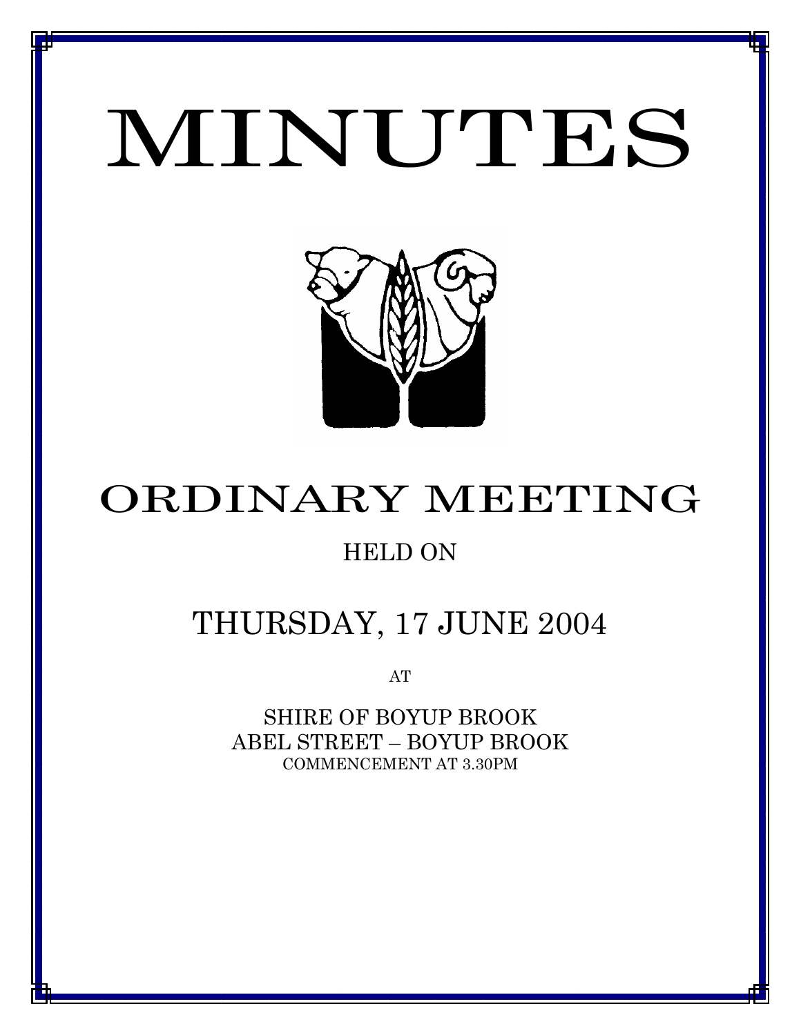# MINUTES

## ORDINARY MEETING

HELD ON

## THURSDAY, 17 JUNE 2004

AT

SHIRE OF BOYUP BROOK
ABEL STREET – BOYUP BROOK
COMMENCEMENT AT 3.30PM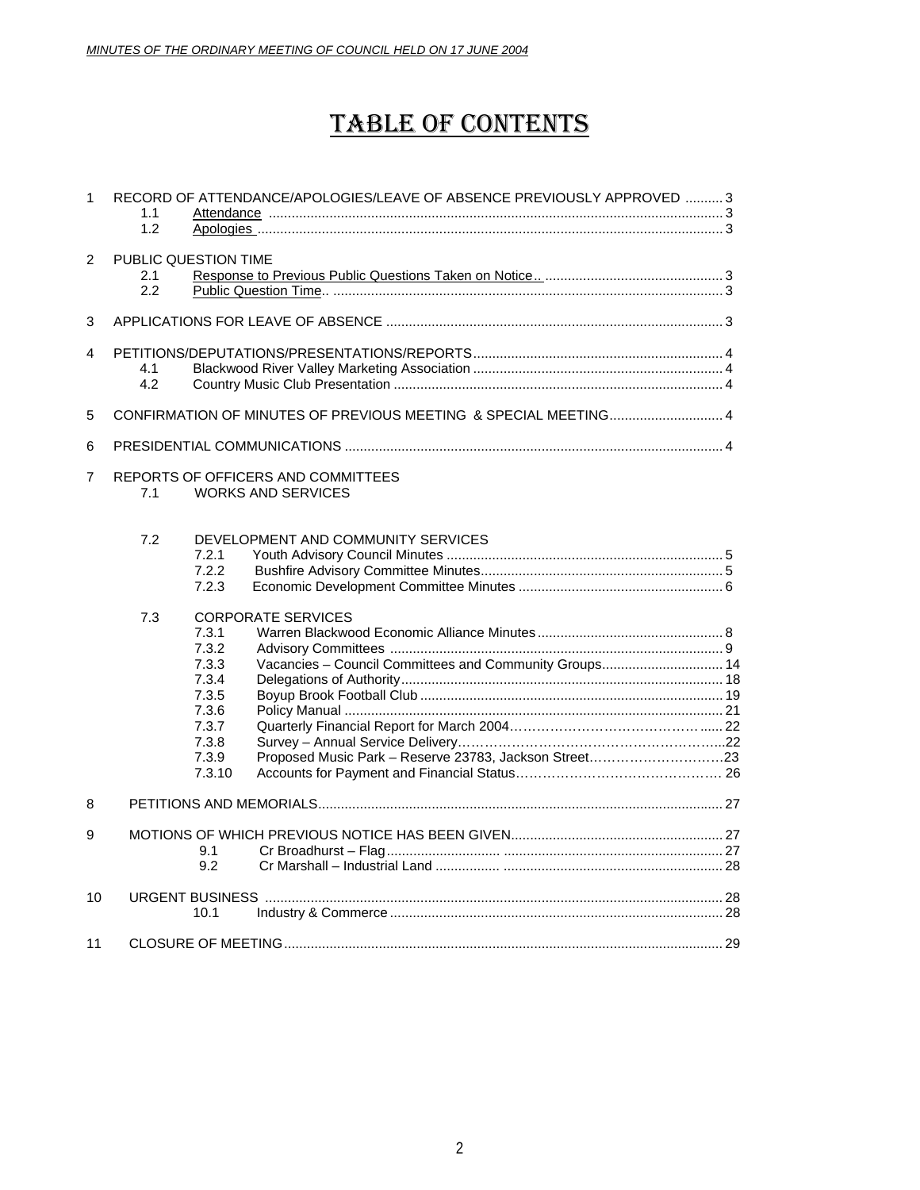# TABLE OF CONTENTS

1 RECORD OF ATTENDANCE/APOLOGIES/LEAVE OF ABSENCE PREVIOUSLY APPROVED .......... 3
- 1.1 Attendance ........ 3
- 1.2 Apologies ........ 3

2 PUBLIC QUESTION TIME
- 2.1 Response to Previous Public Questions Taken on Notice.. ........ 3
- 2.2 Public Question Time.. ........ 3

3 APPLICATIONS FOR LEAVE OF ABSENCE ........ 3

4 PETITIONS/DEPUTATIONS/PRESENTATIONS/REPORTS ........ 4
- 4.1 Blackwood River Valley Marketing Association ........ 4
- 4.2 Country Music Club Presentation ........ 4

5 CONFIRMATION OF MINUTES OF PREVIOUS MEETING & SPECIAL MEETING ........ 4

6 PRESIDENTIAL COMMUNICATIONS ........ 4

7 REPORTS OF OFFICERS AND COMMITTEES
- 7.1 WORKS AND SERVICES
- 7.2 DEVELOPMENT AND COMMUNITY SERVICES
  - 7.2.1 Youth Advisory Council Minutes ........ 5
  - 7.2.2 Bushfire Advisory Committee Minutes ........ 5
  - 7.2.3 Economic Development Committee Minutes ........ 6
- 7.3 CORPORATE SERVICES
  - 7.3.1 Warren Blackwood Economic Alliance Minutes ........ 8
  - 7.3.2 Advisory Committees ........ 9
  - 7.3.3 Vacancies – Council Committees and Community Groups ........ 14
  - 7.3.4 Delegations of Authority ........ 18
  - 7.3.5 Boyup Brook Football Club ........ 19
  - 7.3.6 Policy Manual ........ 21
  - 7.3.7 Quarterly Financial Report for March 2004 ........ 22
  - 7.3.8 Survey – Annual Service Delivery ........ 22
  - 7.3.9 Proposed Music Park – Reserve 23783, Jackson Street ........ 23
  - 7.3.10 Accounts for Payment and Financial Status ........ 26

8 PETITIONS AND MEMORIALS ........ 27

9 MOTIONS OF WHICH PREVIOUS NOTICE HAS BEEN GIVEN ........ 27
- 9.1 Cr Broadhurst – Flag ........ 27
- 9.2 Cr Marshall – Industrial Land ........ 28

10 URGENT BUSINESS ........ 28
- 10.1 Industry & Commerce ........ 28

11 CLOSURE OF MEETING ........ 29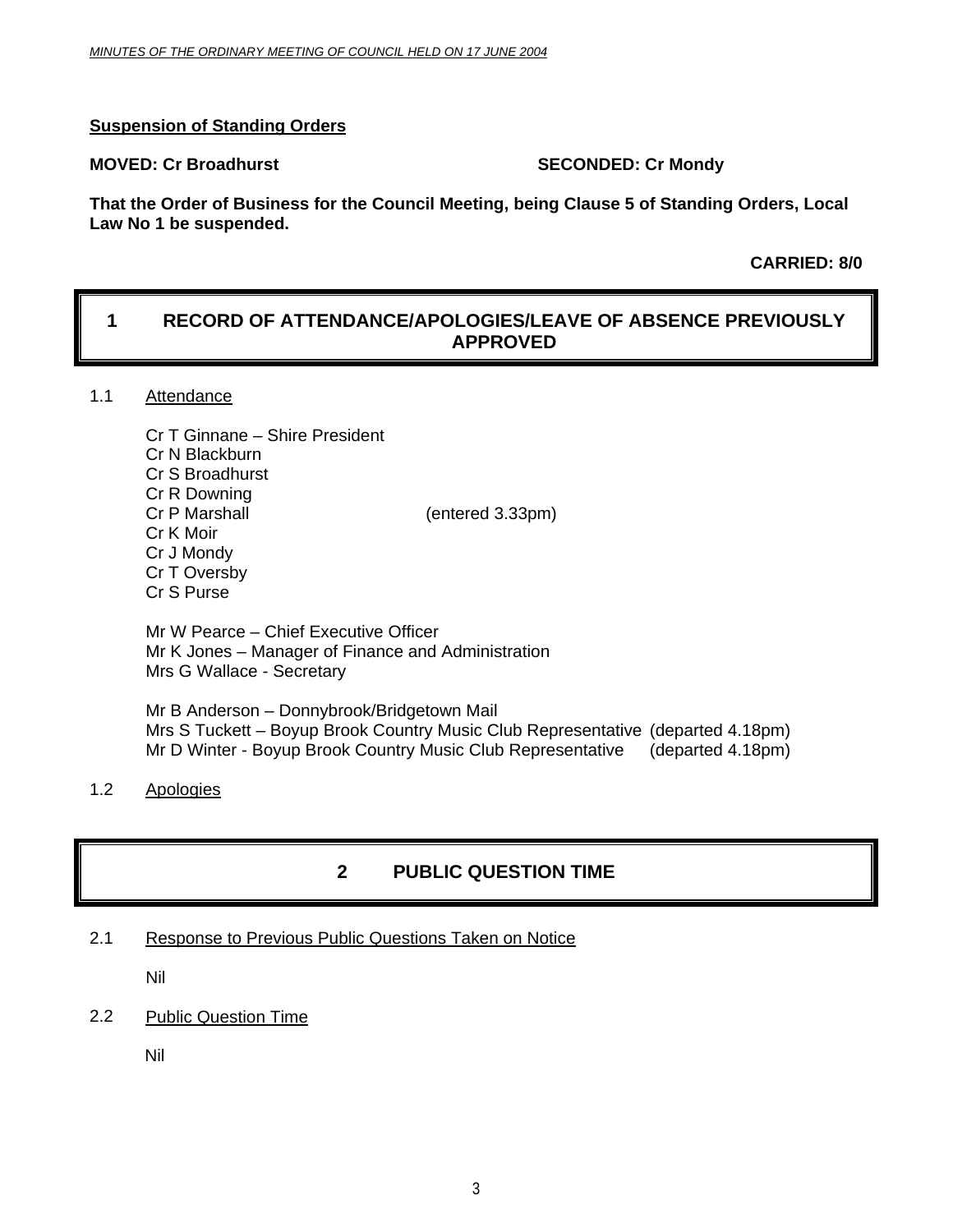**Suspension of Standing Orders**

**MOVED: Cr Broadhurst** **SECONDED: Cr Mondy**

**That the Order of Business for the Council Meeting, being Clause 5 of Standing Orders, Local Law No 1 be suspended.**

**CARRIED: 8/0**

# 1 RECORD OF ATTENDANCE/APOLOGIES/LEAVE OF ABSENCE PREVIOUSLY APPROVED

1.1 Attendance

Cr T Ginnane – Shire President
Cr N Blackburn
Cr S Broadhurst
Cr R Downing
Cr P Marshall (entered 3.33pm)
Cr K Moir
Cr J Mondy
Cr T Oversby
Cr S Purse

Mr W Pearce – Chief Executive Officer
Mr K Jones – Manager of Finance and Administration
Mrs G Wallace - Secretary

Mr B Anderson – Donnybrook/Bridgetown Mail
Mrs S Tuckett – Boyup Brook Country Music Club Representative (departed 4.18pm)
Mr D Winter - Boyup Brook Country Music Club Representative (departed 4.18pm)

1.2 Apologies

# 2 PUBLIC QUESTION TIME

2.1 Response to Previous Public Questions Taken on Notice

Nil

2.2 Public Question Time

Nil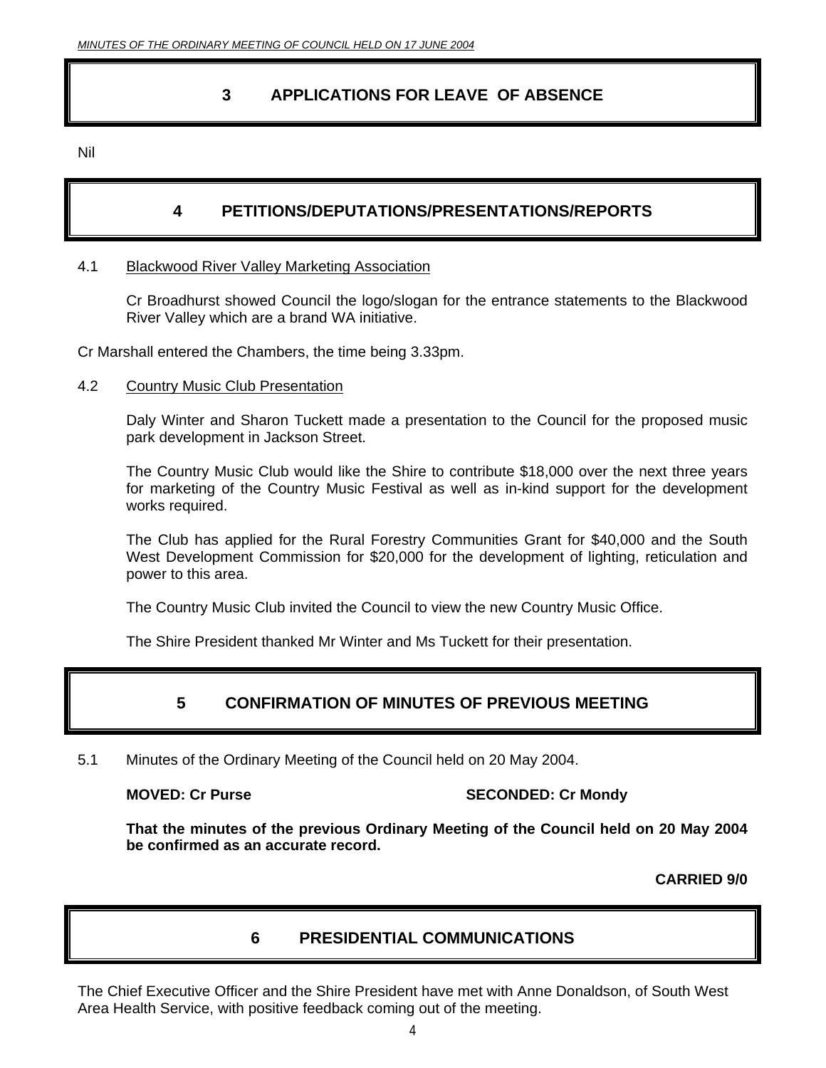# 3 APPLICATIONS FOR LEAVE OF ABSENCE

Nil

# 4 PETITIONS/DEPUTATIONS/PRESENTATIONS/REPORTS

4.1 Blackwood River Valley Marketing Association

Cr Broadhurst showed Council the logo/slogan for the entrance statements to the Blackwood River Valley which are a brand WA initiative.

Cr Marshall entered the Chambers, the time being 3.33pm.

4.2 Country Music Club Presentation

Daly Winter and Sharon Tuckett made a presentation to the Council for the proposed music park development in Jackson Street.

The Country Music Club would like the Shire to contribute $18,000 over the next three years for marketing of the Country Music Festival as well as in-kind support for the development works required.

The Club has applied for the Rural Forestry Communities Grant for $40,000 and the South West Development Commission for $20,000 for the development of lighting, reticulation and power to this area.

The Country Music Club invited the Council to view the new Country Music Office.

The Shire President thanked Mr Winter and Ms Tuckett for their presentation.

# 5 CONFIRMATION OF MINUTES OF PREVIOUS MEETING

5.1 Minutes of the Ordinary Meeting of the Council held on 20 May 2004.

**MOVED: Cr Purse SECONDED: Cr Mondy**

**That the minutes of the previous Ordinary Meeting of the Council held on 20 May 2004 be confirmed as an accurate record.**

**CARRIED 9/0**

# 6 PRESIDENTIAL COMMUNICATIONS

The Chief Executive Officer and the Shire President have met with Anne Donaldson, of South West Area Health Service, with positive feedback coming out of the meeting.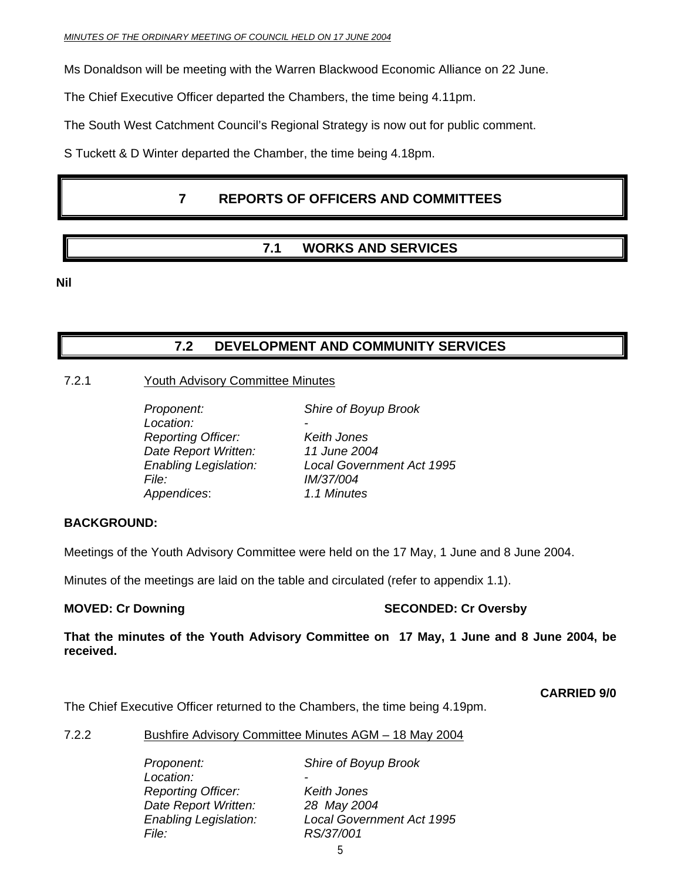Ms Donaldson will be meeting with the Warren Blackwood Economic Alliance on 22 June.

The Chief Executive Officer departed the Chambers, the time being 4.11pm.

The South West Catchment Council's Regional Strategy is now out for public comment.

S Tuckett & D Winter departed the Chamber, the time being 4.18pm.

# 7 REPORTS OF OFFICERS AND COMMITTEES

## 7.1 WORKS AND SERVICES

**Nil**

## 7.2 DEVELOPMENT AND COMMUNITY SERVICES

### 7.2.1 Youth Advisory Committee Minutes

*Proponent:* *Shire of Boyup Brook*
*Location:* -
*Reporting Officer:* *Keith Jones*
*Date Report Written:* *11 June 2004*
*Enabling Legislation:* *Local Government Act 1995*
*File:* *IM/37/004*
*Appendices*: *1.1 Minutes*

**BACKGROUND:**

Meetings of the Youth Advisory Committee were held on the 17 May, 1 June and 8 June 2004.

Minutes of the meetings are laid on the table and circulated (refer to appendix 1.1).

**MOVED: Cr Downing** **SECONDED: Cr Oversby**

**That the minutes of the Youth Advisory Committee on 17 May, 1 June and 8 June 2004, be received.**

**CARRIED 9/0**

The Chief Executive Officer returned to the Chambers, the time being 4.19pm.

### 7.2.2 Bushfire Advisory Committee Minutes AGM – 18 May 2004

*Proponent:* *Shire of Boyup Brook*
*Location:* -
*Reporting Officer:* *Keith Jones*
*Date Report Written:* *28 May 2004*
*Enabling Legislation:* *Local Government Act 1995*
*File:* *RS/37/001*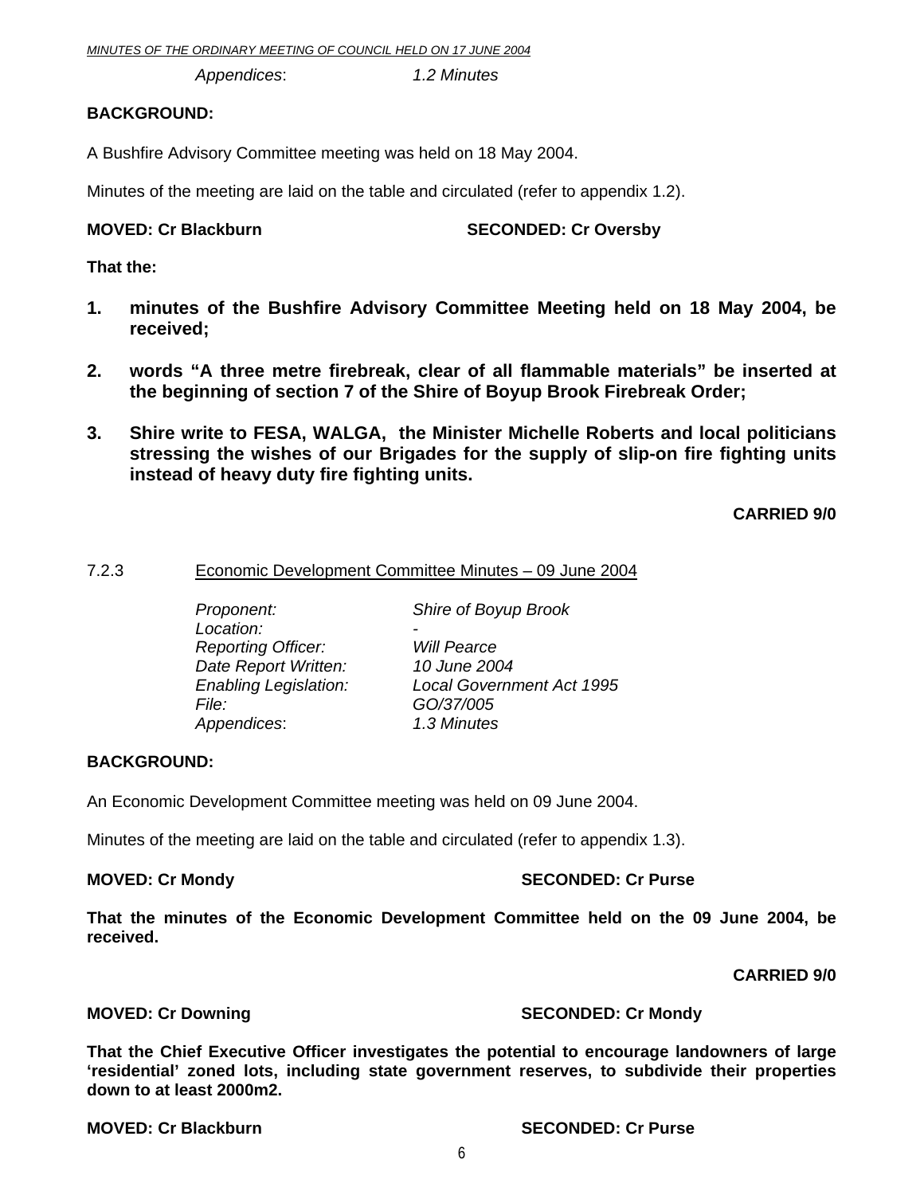*Appendices*: *1.2 Minutes*

**BACKGROUND:**

A Bushfire Advisory Committee meeting was held on 18 May 2004.

Minutes of the meeting are laid on the table and circulated (refer to appendix 1.2).

**MOVED: Cr Blackburn** **SECONDED: Cr Oversby**

**That the:**

1. **minutes of the Bushfire Advisory Committee Meeting held on 18 May 2004, be received;**

2. **words "A three metre firebreak, clear of all flammable materials" be inserted at the beginning of section 7 of the Shire of Boyup Brook Firebreak Order;**

3. **Shire write to FESA, WALGA, the Minister Michelle Roberts and local politicians stressing the wishes of our Brigades for the supply of slip-on fire fighting units instead of heavy duty fire fighting units.**

**CARRIED 9/0**

7.2.3 Economic Development Committee Minutes – 09 June 2004

| | |
|---|---|
| *Proponent:* | *Shire of Boyup Brook* |
| *Location:* | - |
| *Reporting Officer:* | *Will Pearce* |
| *Date Report Written:* | *10 June 2004* |
| *Enabling Legislation:* | *Local Government Act 1995* |
| *File:* | *GO/37/005* |
| *Appendices*: | *1.3 Minutes* |

**BACKGROUND:**

An Economic Development Committee meeting was held on 09 June 2004.

Minutes of the meeting are laid on the table and circulated (refer to appendix 1.3).

**MOVED: Cr Mondy** **SECONDED: Cr Purse**

**That the minutes of the Economic Development Committee held on the 09 June 2004, be received.**

**CARRIED 9/0**

**MOVED: Cr Downing** **SECONDED: Cr Mondy**

**That the Chief Executive Officer investigates the potential to encourage landowners of large 'residential' zoned lots, including state government reserves, to subdivide their properties down to at least 2000m2.**

**MOVED: Cr Blackburn** **SECONDED: Cr Purse**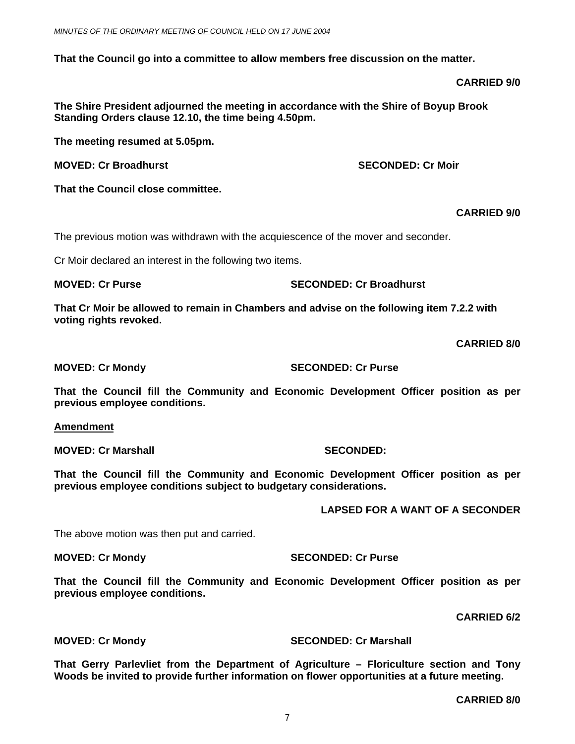**That the Council go into a committee to allow members free discussion on the matter.**

**CARRIED 9/0**

**The Shire President adjourned the meeting in accordance with the Shire of Boyup Brook Standing Orders clause 12.10, the time being 4.50pm.**

**The meeting resumed at 5.05pm.**

**MOVED: Cr Broadhurst SECONDED: Cr Moir**

**That the Council close committee.**

**CARRIED 9/0**

The previous motion was withdrawn with the acquiescence of the mover and seconder.

Cr Moir declared an interest in the following two items.

**MOVED: Cr Purse SECONDED: Cr Broadhurst**

**That Cr Moir be allowed to remain in Chambers and advise on the following item 7.2.2 with voting rights revoked.**

**CARRIED 8/0**

**MOVED: Cr Mondy SECONDED: Cr Purse**

**That the Council fill the Community and Economic Development Officer position as per previous employee conditions.**

**Amendment**

**MOVED: Cr Marshall SECONDED:**

**That the Council fill the Community and Economic Development Officer position as per previous employee conditions subject to budgetary considerations.**

**LAPSED FOR A WANT OF A SECONDER**

The above motion was then put and carried.

**MOVED: Cr Mondy SECONDED: Cr Purse**

**That the Council fill the Community and Economic Development Officer position as per previous employee conditions.**

**CARRIED 6/2**

**MOVED: Cr Mondy SECONDED: Cr Marshall**

**That Gerry Parlevliet from the Department of Agriculture – Floriculture section and Tony Woods be invited to provide further information on flower opportunities at a future meeting.**

**CARRIED 8/0**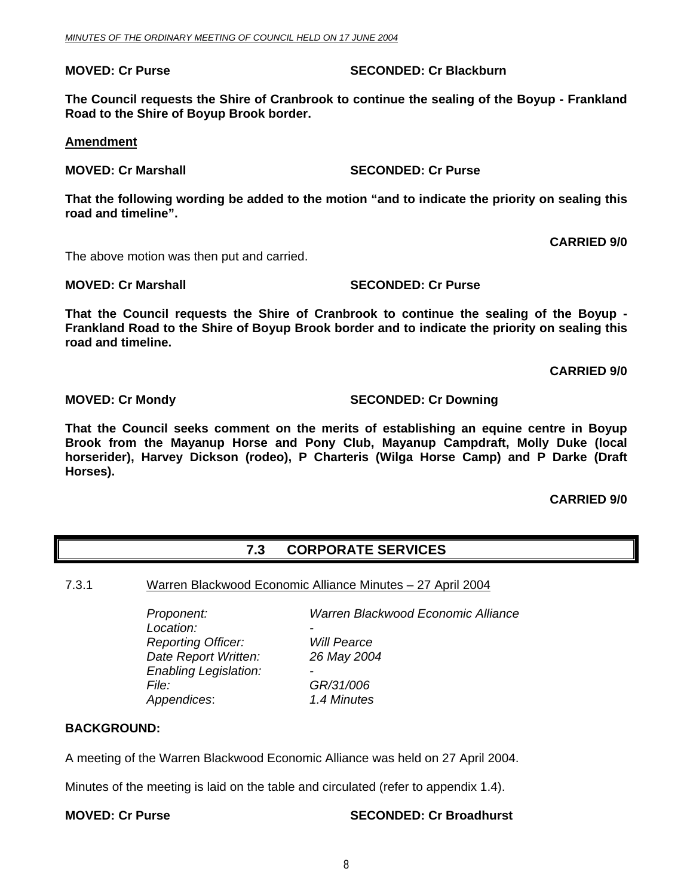**MOVED: Cr Purse SECONDED: Cr Blackburn**

**The Council requests the Shire of Cranbrook to continue the sealing of the Boyup - Frankland Road to the Shire of Boyup Brook border.**

**Amendment**

**MOVED: Cr Marshall SECONDED: Cr Purse**

**That the following wording be added to the motion "and to indicate the priority on sealing this road and timeline".**

**CARRIED 9/0**

The above motion was then put and carried.

**MOVED: Cr Marshall SECONDED: Cr Purse**

**That the Council requests the Shire of Cranbrook to continue the sealing of the Boyup - Frankland Road to the Shire of Boyup Brook border and to indicate the priority on sealing this road and timeline.**

**CARRIED 9/0**

**MOVED: Cr Mondy SECONDED: Cr Downing**

**That the Council seeks comment on the merits of establishing an equine centre in Boyup Brook from the Mayanup Horse and Pony Club, Mayanup Campdraft, Molly Duke (local horserider), Harvey Dickson (rodeo), P Charteris (Wilga Horse Camp) and P Darke (Draft Horses).**

**CARRIED 9/0**

## 7.3 CORPORATE SERVICES

### 7.3.1 Warren Blackwood Economic Alliance Minutes – 27 April 2004

*Proponent:* *Warren Blackwood Economic Alliance*
*Location:* -
*Reporting Officer:* *Will Pearce*
*Date Report Written:* *26 May 2004*
*Enabling Legislation:* -
*File:* *GR/31/006*
*Appendices:* *1.4 Minutes*

**BACKGROUND:**

A meeting of the Warren Blackwood Economic Alliance was held on 27 April 2004.

Minutes of the meeting is laid on the table and circulated (refer to appendix 1.4).

**MOVED: Cr Purse SECONDED: Cr Broadhurst**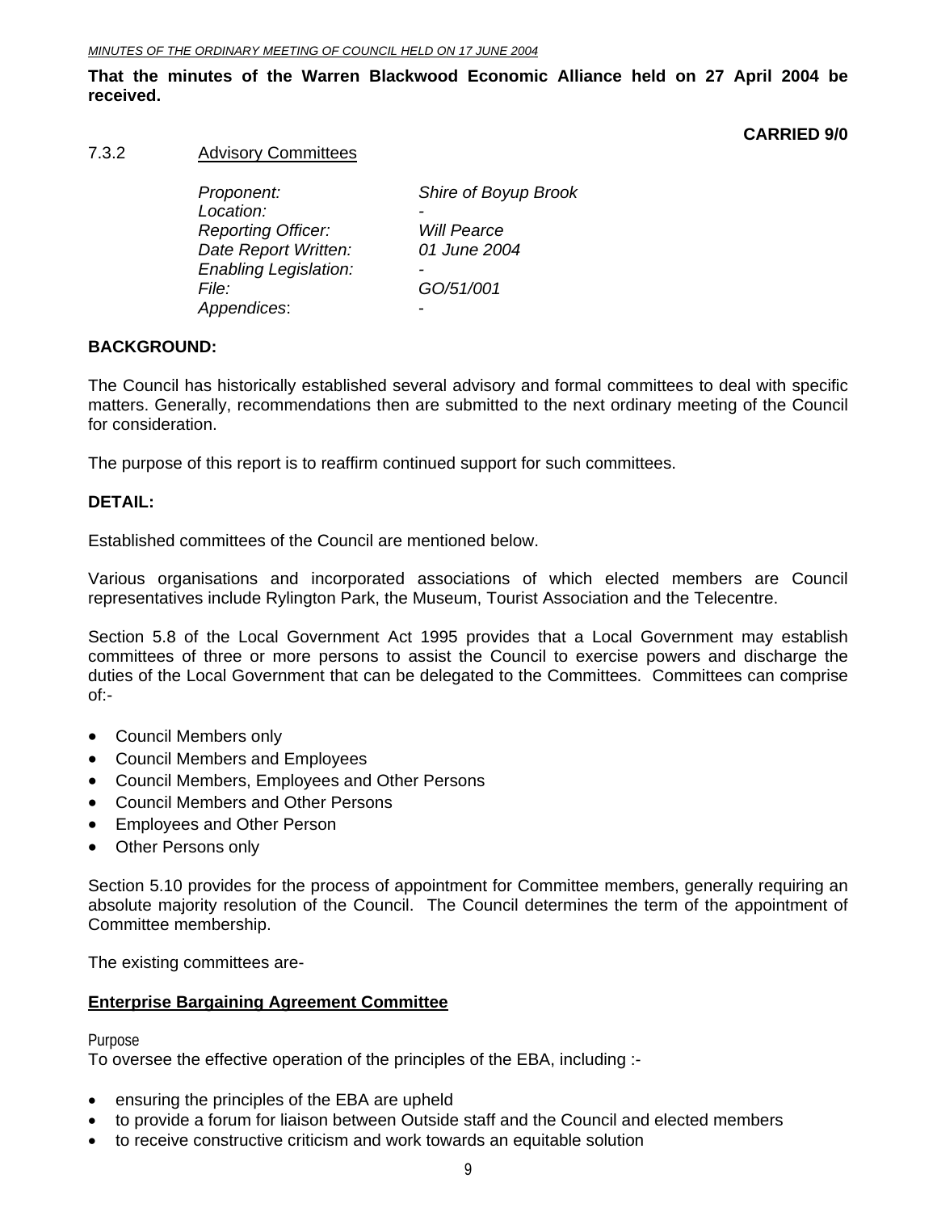**That the minutes of the Warren Blackwood Economic Alliance held on 27 April 2004 be received.**

**CARRIED 9/0**

7.3.2 Advisory Committees

| | |
|---|---|
| *Proponent:* | *Shire of Boyup Brook* |
| *Location:* | - |
| *Reporting Officer:* | *Will Pearce* |
| *Date Report Written:* | *01 June 2004* |
| *Enabling Legislation:* | - |
| *File:* | *GO/51/001* |
| *Appendices*: | - |

**BACKGROUND:**

The Council has historically established several advisory and formal committees to deal with specific matters. Generally, recommendations then are submitted to the next ordinary meeting of the Council for consideration.

The purpose of this report is to reaffirm continued support for such committees.

**DETAIL:**

Established committees of the Council are mentioned below.

Various organisations and incorporated associations of which elected members are Council representatives include Rylington Park, the Museum, Tourist Association and the Telecentre.

Section 5.8 of the Local Government Act 1995 provides that a Local Government may establish committees of three or more persons to assist the Council to exercise powers and discharge the duties of the Local Government that can be delegated to the Committees. Committees can comprise of:-

- Council Members only
- Council Members and Employees
- Council Members, Employees and Other Persons
- Council Members and Other Persons
- Employees and Other Person
- Other Persons only

Section 5.10 provides for the process of appointment for Committee members, generally requiring an absolute majority resolution of the Council. The Council determines the term of the appointment of Committee membership.

The existing committees are-

**Enterprise Bargaining Agreement Committee**

Purpose

To oversee the effective operation of the principles of the EBA, including :-

- ensuring the principles of the EBA are upheld
- to provide a forum for liaison between Outside staff and the Council and elected members
- to receive constructive criticism and work towards an equitable solution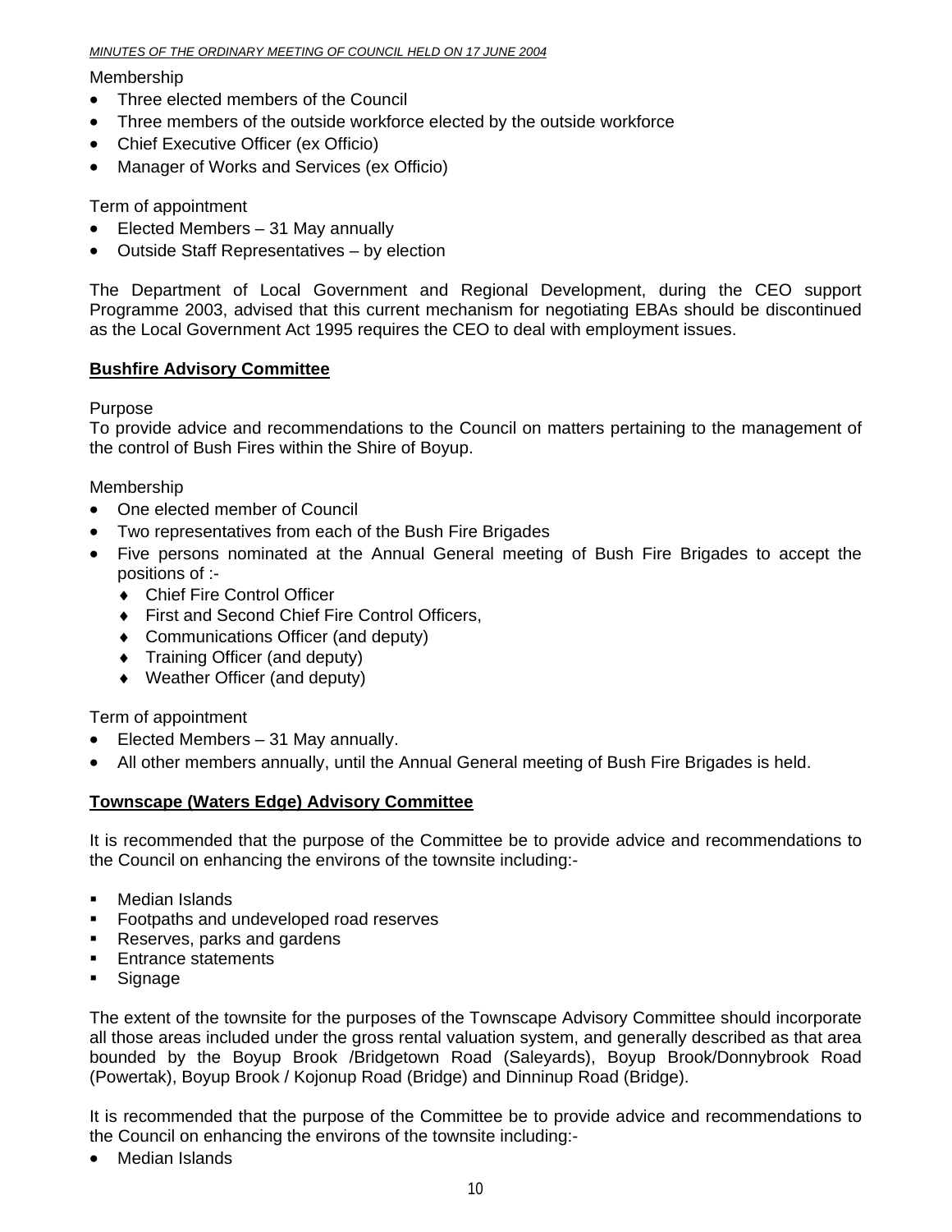Membership

- Three elected members of the Council
- Three members of the outside workforce elected by the outside workforce
- Chief Executive Officer (ex Officio)
- Manager of Works and Services (ex Officio)

Term of appointment

- Elected Members – 31 May annually
- Outside Staff Representatives – by election

The Department of Local Government and Regional Development, during the CEO support Programme 2003, advised that this current mechanism for negotiating EBAs should be discontinued as the Local Government Act 1995 requires the CEO to deal with employment issues.

**Bushfire Advisory Committee**

Purpose
To provide advice and recommendations to the Council on matters pertaining to the management of the control of Bush Fires within the Shire of Boyup.

Membership

- One elected member of Council
- Two representatives from each of the Bush Fire Brigades
- Five persons nominated at the Annual General meeting of Bush Fire Brigades to accept the positions of :-
  - Chief Fire Control Officer
  - First and Second Chief Fire Control Officers,
  - Communications Officer (and deputy)
  - Training Officer (and deputy)
  - Weather Officer (and deputy)

Term of appointment

- Elected Members – 31 May annually.
- All other members annually, until the Annual General meeting of Bush Fire Brigades is held.

**Townscape (Waters Edge) Advisory Committee**

It is recommended that the purpose of the Committee be to provide advice and recommendations to the Council on enhancing the environs of the townsite including:-

- Median Islands
- Footpaths and undeveloped road reserves
- Reserves, parks and gardens
- Entrance statements
- Signage

The extent of the townsite for the purposes of the Townscape Advisory Committee should incorporate all those areas included under the gross rental valuation system, and generally described as that area bounded by the Boyup Brook /Bridgetown Road (Saleyards), Boyup Brook/Donnybrook Road (Powertak), Boyup Brook / Kojonup Road (Bridge) and Dinninup Road (Bridge).

It is recommended that the purpose of the Committee be to provide advice and recommendations to the Council on enhancing the environs of the townsite including:-

- Median Islands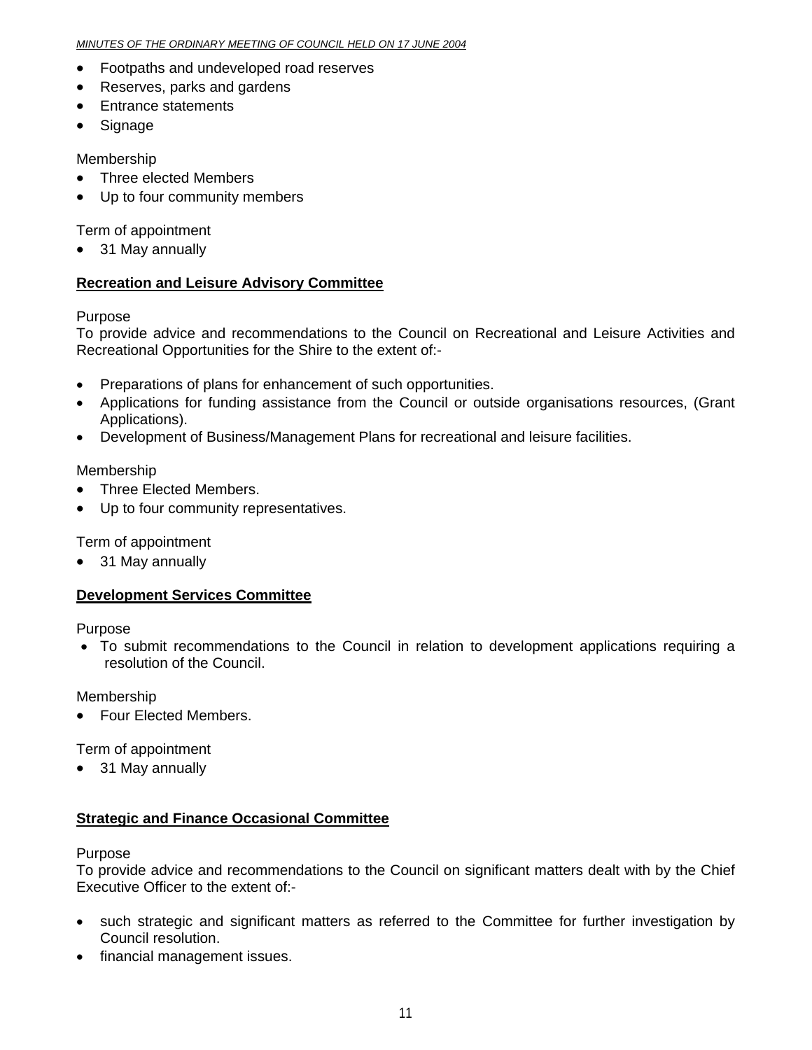- Footpaths and undeveloped road reserves
- Reserves, parks and gardens
- Entrance statements
- Signage

Membership

- Three elected Members
- Up to four community members

Term of appointment

- 31 May annually

**Recreation and Leisure Advisory Committee**

Purpose

To provide advice and recommendations to the Council on Recreational and Leisure Activities and Recreational Opportunities for the Shire to the extent of:-

- Preparations of plans for enhancement of such opportunities.
- Applications for funding assistance from the Council or outside organisations resources, (Grant Applications).
- Development of Business/Management Plans for recreational and leisure facilities.

Membership

- Three Elected Members.
- Up to four community representatives.

Term of appointment

- 31 May annually

**Development Services Committee**

Purpose

- To submit recommendations to the Council in relation to development applications requiring a resolution of the Council.

Membership

- Four Elected Members.

Term of appointment

- 31 May annually

**Strategic and Finance Occasional Committee**

Purpose

To provide advice and recommendations to the Council on significant matters dealt with by the Chief Executive Officer to the extent of:-

- such strategic and significant matters as referred to the Committee for further investigation by Council resolution.
- financial management issues.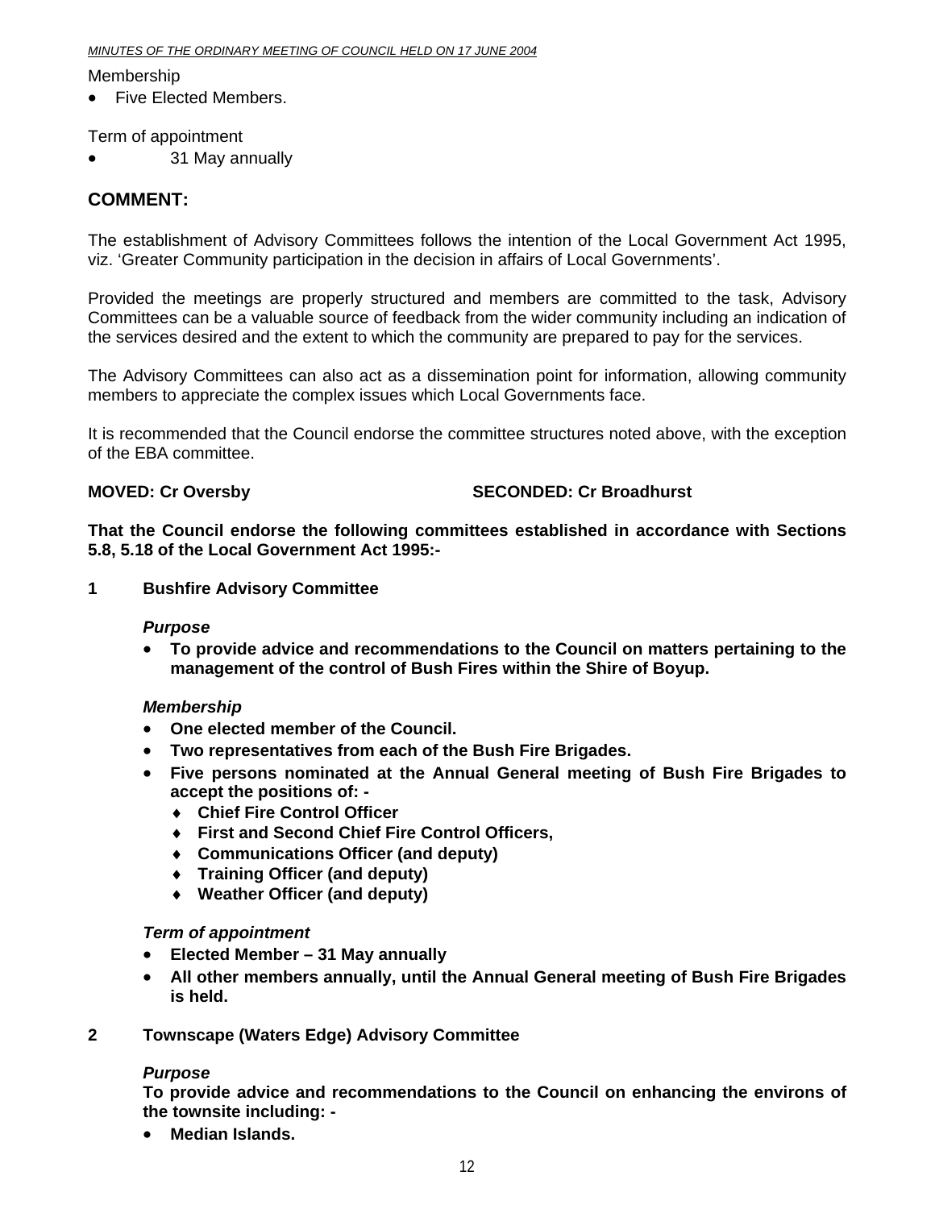Membership

- Five Elected Members.

Term of appointment

- 31 May annually

## COMMENT:

The establishment of Advisory Committees follows the intention of the Local Government Act 1995, viz. 'Greater Community participation in the decision in affairs of Local Governments'.

Provided the meetings are properly structured and members are committed to the task, Advisory Committees can be a valuable source of feedback from the wider community including an indication of the services desired and the extent to which the community are prepared to pay for the services.

The Advisory Committees can also act as a dissemination point for information, allowing community members to appreciate the complex issues which Local Governments face.

It is recommended that the Council endorse the committee structures noted above, with the exception of the EBA committee.

**MOVED: Cr Oversby** **SECONDED: Cr Broadhurst**

**That the Council endorse the following committees established in accordance with Sections 5.8, 5.18 of the Local Government Act 1995:-**

**1 Bushfire Advisory Committee**

***Purpose***

- **To provide advice and recommendations to the Council on matters pertaining to the management of the control of Bush Fires within the Shire of Boyup.**

***Membership***

- **One elected member of the Council.**
- **Two representatives from each of the Bush Fire Brigades.**
- **Five persons nominated at the Annual General meeting of Bush Fire Brigades to accept the positions of: -**
  - **Chief Fire Control Officer**
  - **First and Second Chief Fire Control Officers,**
  - **Communications Officer (and deputy)**
  - **Training Officer (and deputy)**
  - **Weather Officer (and deputy)**

***Term of appointment***

- **Elected Member – 31 May annually**
- **All other members annually, until the Annual General meeting of Bush Fire Brigades is held.**

**2 Townscape (Waters Edge) Advisory Committee**

***Purpose***

**To provide advice and recommendations to the Council on enhancing the environs of the townsite including: -**

- **Median Islands.**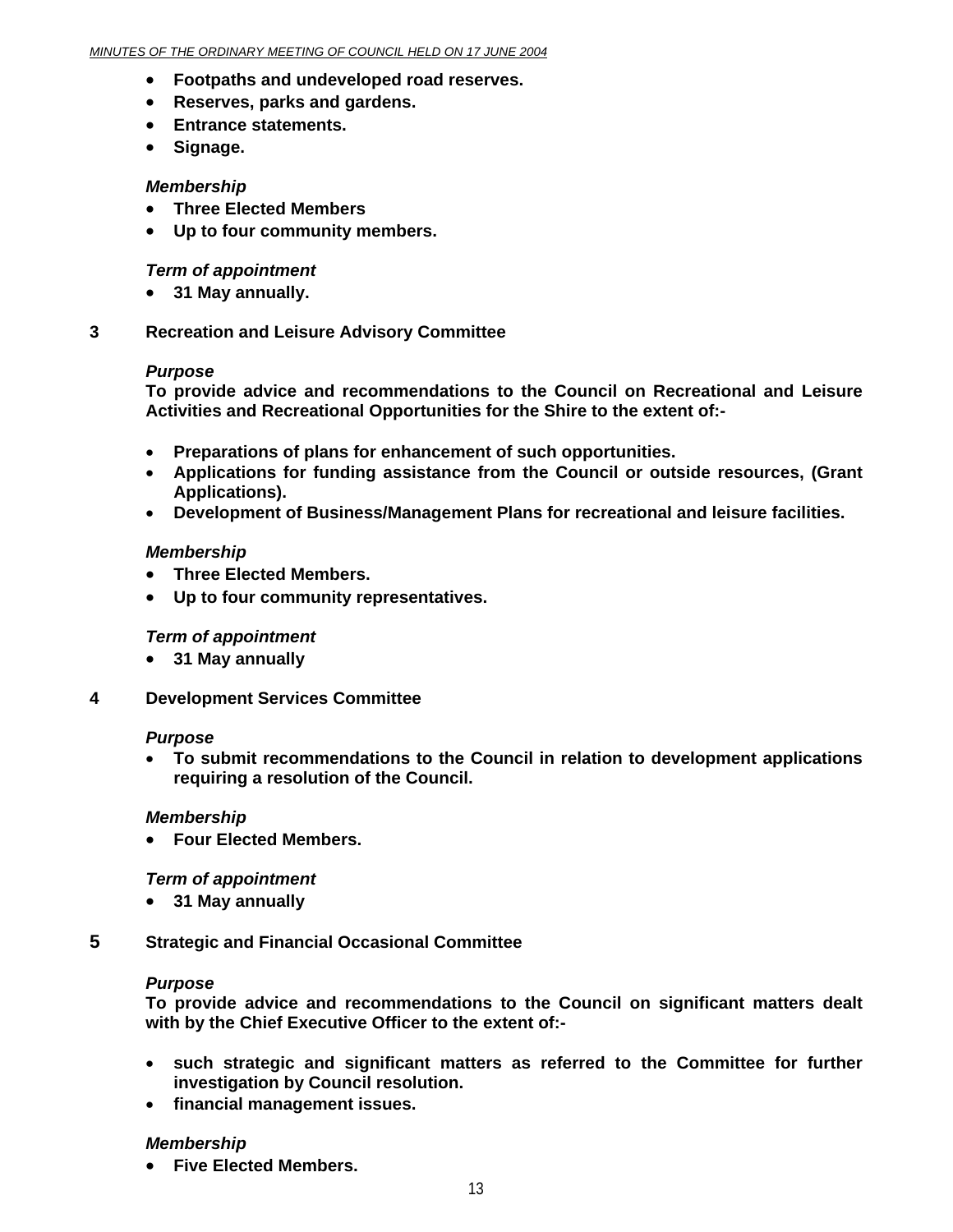- **Footpaths and undeveloped road reserves.**
- **Reserves, parks and gardens.**
- **Entrance statements.**
- **Signage.**

***Membership***

- **Three Elected Members**
- **Up to four community members.**

***Term of appointment***

- **31 May annually.**

**3 Recreation and Leisure Advisory Committee**

***Purpose***

**To provide advice and recommendations to the Council on Recreational and Leisure Activities and Recreational Opportunities for the Shire to the extent of:-**

- **Preparations of plans for enhancement of such opportunities.**
- **Applications for funding assistance from the Council or outside resources, (Grant Applications).**
- **Development of Business/Management Plans for recreational and leisure facilities.**

***Membership***

- **Three Elected Members.**
- **Up to four community representatives.**

***Term of appointment***

- **31 May annually**

**4 Development Services Committee**

***Purpose***

- **To submit recommendations to the Council in relation to development applications requiring a resolution of the Council.**

***Membership***

- **Four Elected Members.**

***Term of appointment***

- **31 May annually**

**5 Strategic and Financial Occasional Committee**

***Purpose***

**To provide advice and recommendations to the Council on significant matters dealt with by the Chief Executive Officer to the extent of:-**

- **such strategic and significant matters as referred to the Committee for further investigation by Council resolution.**
- **financial management issues.**

***Membership***

- **Five Elected Members.**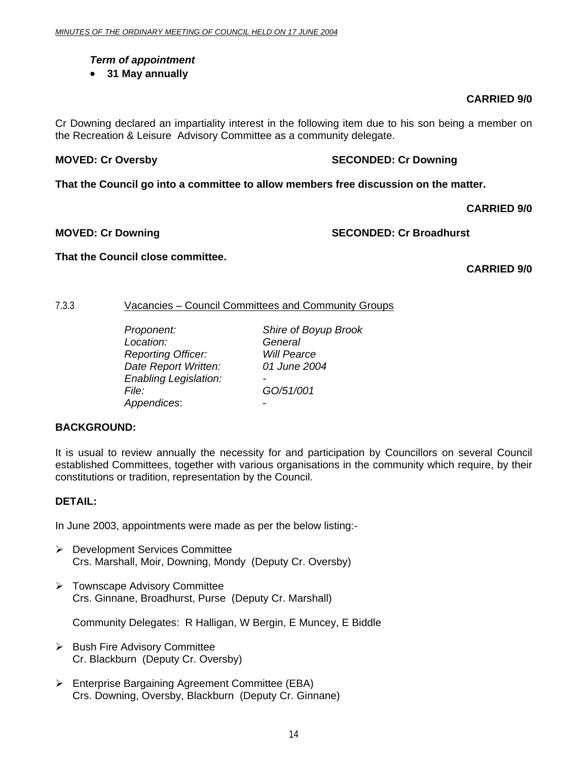***Term of appointment***

- **31 May annually**

**CARRIED 9/0**

Cr Downing declared an impartiality interest in the following item due to his son being a member on the Recreation & Leisure Advisory Committee as a community delegate.

**MOVED: Cr Oversby SECONDED: Cr Downing**

**That the Council go into a committee to allow members free discussion on the matter.**

**CARRIED 9/0**

**MOVED: Cr Downing SECONDED: Cr Broadhurst**

**That the Council close committee.**

**CARRIED 9/0**

7.3.3 Vacancies – Council Committees and Community Groups

*Proponent:* *Shire of Boyup Brook*
*Location:* *General*
*Reporting Officer:* *Will Pearce*
*Date Report Written:* *01 June 2004*
*Enabling Legislation:* -
*File:* *GO/51/001*
*Appendices*: -

**BACKGROUND:**

It is usual to review annually the necessity for and participation by Councillors on several Council established Committees, together with various organisations in the community which require, by their constitutions or tradition, representation by the Council.

**DETAIL:**

In June 2003, appointments were made as per the below listing:-

- Development Services Committee
  Crs. Marshall, Moir, Downing, Mondy (Deputy Cr. Oversby)

- Townscape Advisory Committee
  Crs. Ginnane, Broadhurst, Purse (Deputy Cr. Marshall)

  Community Delegates: R Halligan, W Bergin, E Muncey, E Biddle

- Bush Fire Advisory Committee
  Cr. Blackburn (Deputy Cr. Oversby)

- Enterprise Bargaining Agreement Committee (EBA)
  Crs. Downing, Oversby, Blackburn (Deputy Cr. Ginnane)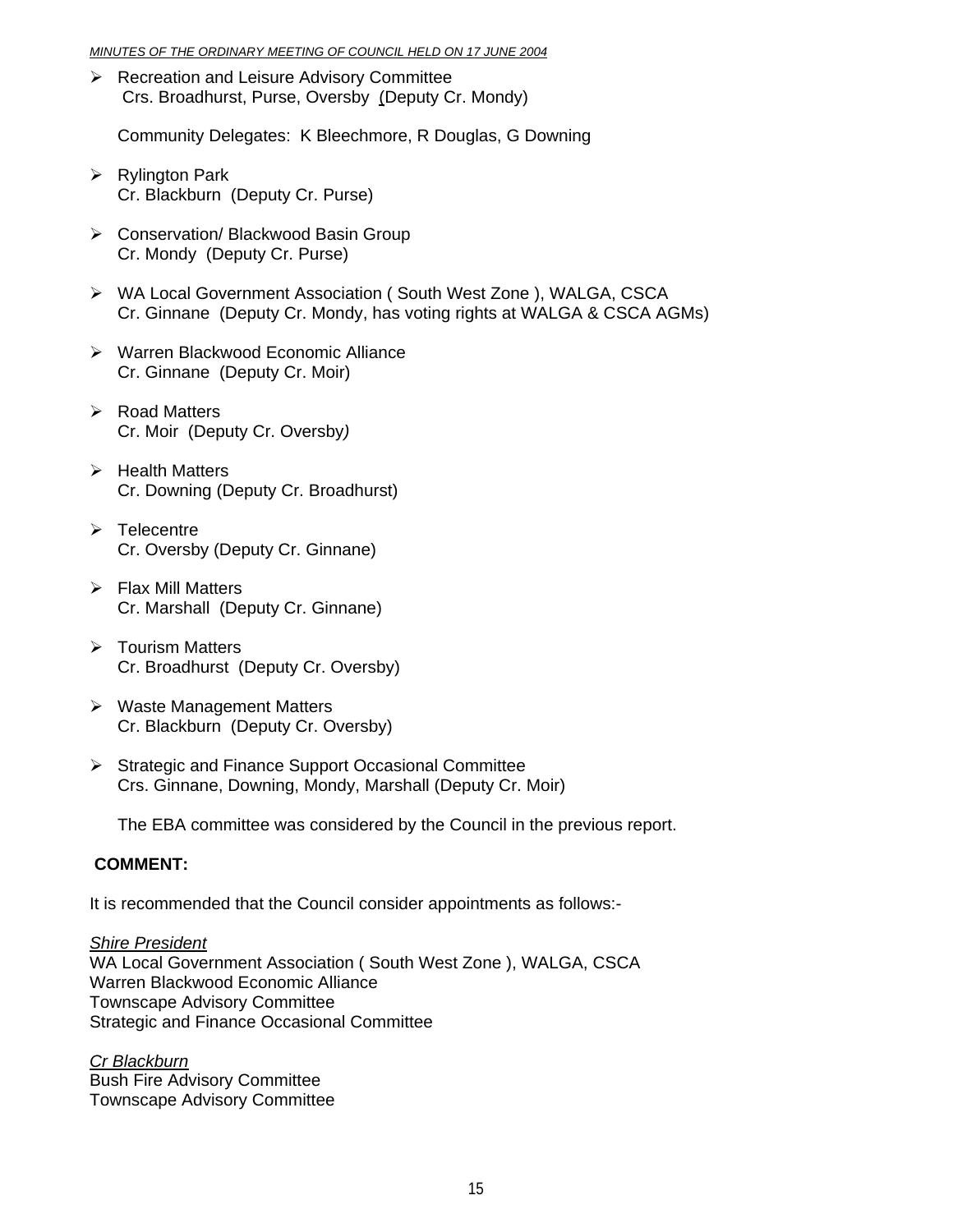- Recreation and Leisure Advisory Committee
  Crs. Broadhurst, Purse, Oversby (Deputy Cr. Mondy)

  Community Delegates: K Bleechmore, R Douglas, G Downing

- Rylington Park
  Cr. Blackburn (Deputy Cr. Purse)

- Conservation/ Blackwood Basin Group
  Cr. Mondy (Deputy Cr. Purse)

- WA Local Government Association ( South West Zone ), WALGA, CSCA
  Cr. Ginnane (Deputy Cr. Mondy, has voting rights at WALGA & CSCA AGMs)

- Warren Blackwood Economic Alliance
  Cr. Ginnane (Deputy Cr. Moir)

- Road Matters
  Cr. Moir (Deputy Cr. Oversby*)*

- Health Matters
  Cr. Downing (Deputy Cr. Broadhurst)

- Telecentre
  Cr. Oversby (Deputy Cr. Ginnane)

- Flax Mill Matters
  Cr. Marshall (Deputy Cr. Ginnane)

- Tourism Matters
  Cr. Broadhurst (Deputy Cr. Oversby)

- Waste Management Matters
  Cr. Blackburn (Deputy Cr. Oversby)

- Strategic and Finance Support Occasional Committee
  Crs. Ginnane, Downing, Mondy, Marshall (Deputy Cr. Moir)

  The EBA committee was considered by the Council in the previous report.

**COMMENT:**

It is recommended that the Council consider appointments as follows:-

*Shire President*
WA Local Government Association ( South West Zone ), WALGA, CSCA
Warren Blackwood Economic Alliance
Townscape Advisory Committee
Strategic and Finance Occasional Committee

*Cr Blackburn*
Bush Fire Advisory Committee
Townscape Advisory Committee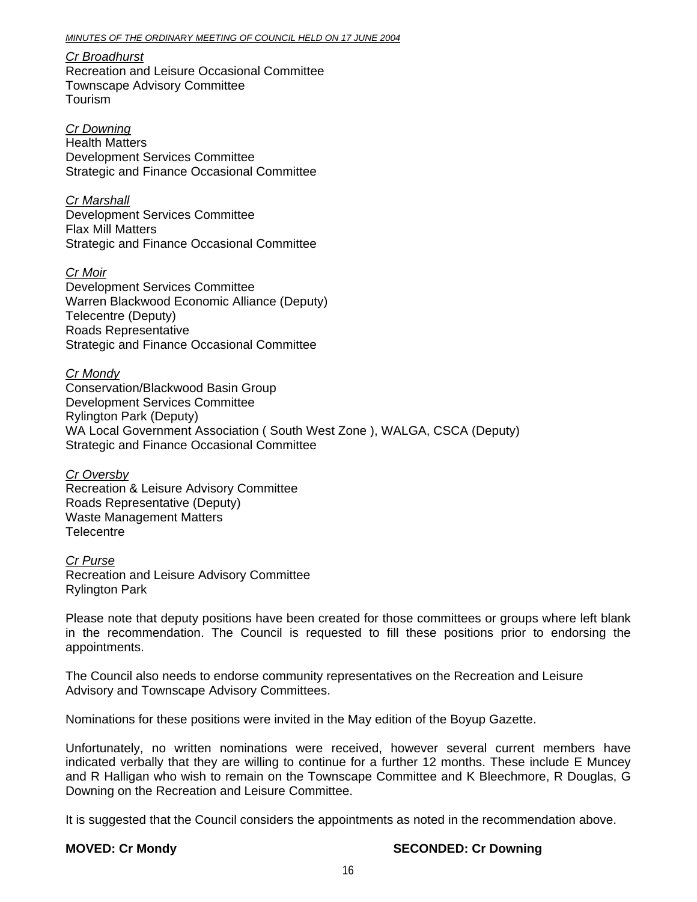*Cr Broadhurst*
Recreation and Leisure Occasional Committee
Townscape Advisory Committee
Tourism

*Cr Downing*
Health Matters
Development Services Committee
Strategic and Finance Occasional Committee

*Cr Marshall*
Development Services Committee
Flax Mill Matters
Strategic and Finance Occasional Committee

*Cr Moir*
Development Services Committee
Warren Blackwood Economic Alliance (Deputy)
Telecentre (Deputy)
Roads Representative
Strategic and Finance Occasional Committee

*Cr Mondy*
Conservation/Blackwood Basin Group
Development Services Committee
Rylington Park (Deputy)
WA Local Government Association ( South West Zone ), WALGA, CSCA (Deputy)
Strategic and Finance Occasional Committee

*Cr Oversby*
Recreation & Leisure Advisory Committee
Roads Representative (Deputy)
Waste Management Matters
Telecentre

*Cr Purse*
Recreation and Leisure Advisory Committee
Rylington Park

Please note that deputy positions have been created for those committees or groups where left blank in the recommendation. The Council is requested to fill these positions prior to endorsing the appointments.

The Council also needs to endorse community representatives on the Recreation and Leisure Advisory and Townscape Advisory Committees.

Nominations for these positions were invited in the May edition of the Boyup Gazette.

Unfortunately, no written nominations were received, however several current members have indicated verbally that they are willing to continue for a further 12 months. These include E Muncey and R Halligan who wish to remain on the Townscape Committee and K Bleechmore, R Douglas, G Downing on the Recreation and Leisure Committee.

It is suggested that the Council considers the appointments as noted in the recommendation above.

**MOVED: Cr Mondy** **SECONDED: Cr Downing**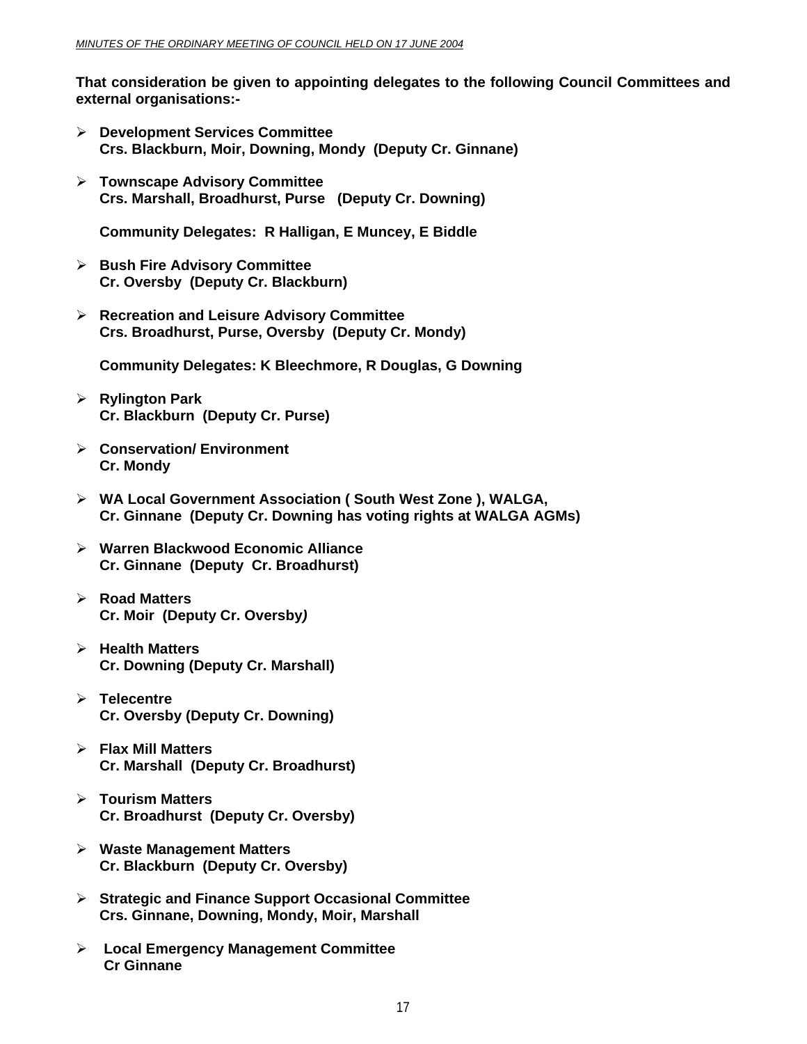**That consideration be given to appointing delegates to the following Council Committees and external organisations:-**

- **Development Services Committee**
  **Crs. Blackburn, Moir, Downing, Mondy (Deputy Cr. Ginnane)**

- **Townscape Advisory Committee**
  **Crs. Marshall, Broadhurst, Purse (Deputy Cr. Downing)**

  **Community Delegates: R Halligan, E Muncey, E Biddle**

- **Bush Fire Advisory Committee**
  **Cr. Oversby (Deputy Cr. Blackburn)**

- **Recreation and Leisure Advisory Committee**
  **Crs. Broadhurst, Purse, Oversby (Deputy Cr. Mondy)**

  **Community Delegates: K Bleechmore, R Douglas, G Downing**

- **Rylington Park**
  **Cr. Blackburn (Deputy Cr. Purse)**

- **Conservation/ Environment**
  **Cr. Mondy**

- **WA Local Government Association ( South West Zone ), WALGA,**
  **Cr. Ginnane (Deputy Cr. Downing has voting rights at WALGA AGMs)**

- **Warren Blackwood Economic Alliance**
  **Cr. Ginnane (Deputy Cr. Broadhurst)**

- **Road Matters**
  **Cr. Moir (Deputy Cr. Oversby*)***

- **Health Matters**
  **Cr. Downing (Deputy Cr. Marshall)**

- **Telecentre**
  **Cr. Oversby (Deputy Cr. Downing)**

- **Flax Mill Matters**
  **Cr. Marshall (Deputy Cr. Broadhurst)**

- **Tourism Matters**
  **Cr. Broadhurst (Deputy Cr. Oversby)**

- **Waste Management Matters**
  **Cr. Blackburn (Deputy Cr. Oversby)**

- **Strategic and Finance Support Occasional Committee**
  **Crs. Ginnane, Downing, Mondy, Moir, Marshall**

- **Local Emergency Management Committee**
  **Cr Ginnane**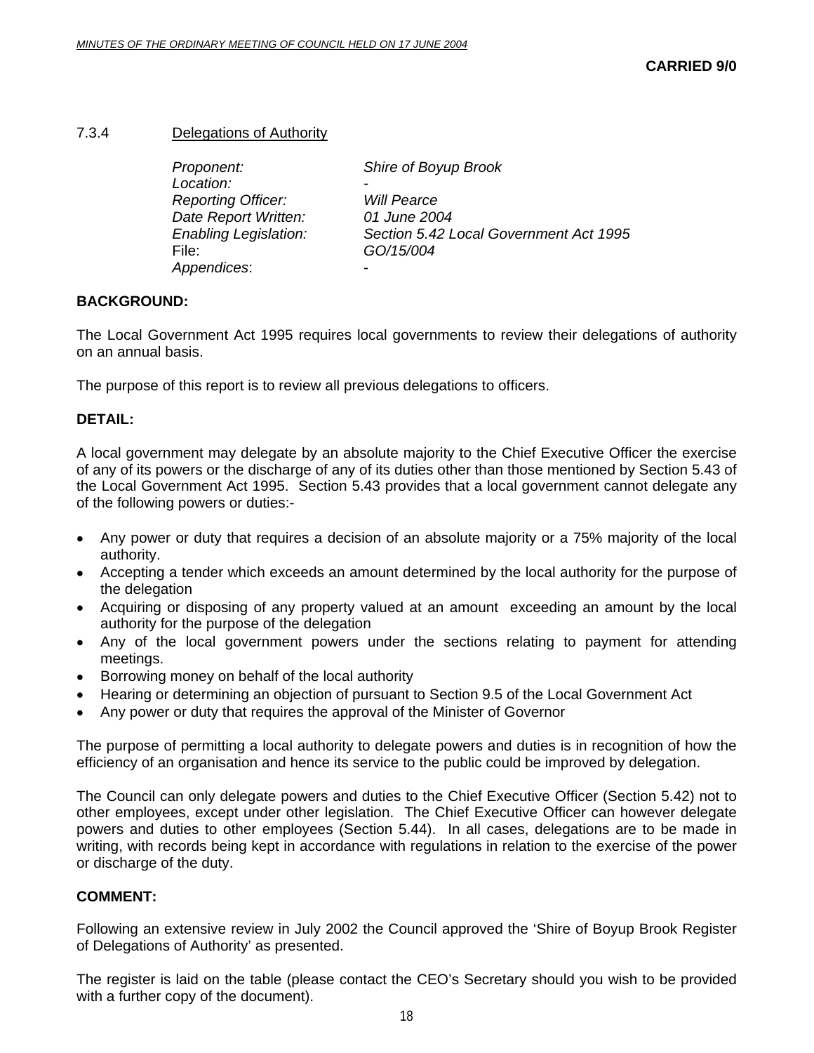**CARRIED 9/0**

### 7.3.4 Delegations of Authority

| | |
|---|---|
| *Proponent:* | *Shire of Boyup Brook* |
| *Location:* | - |
| *Reporting Officer:* | *Will Pearce* |
| *Date Report Written:* | *01 June 2004* |
| *Enabling Legislation:* | *Section 5.42 Local Government Act 1995* |
| File: | *GO/15/004* |
| *Appendices*: | - |

**BACKGROUND:**

The Local Government Act 1995 requires local governments to review their delegations of authority on an annual basis.

The purpose of this report is to review all previous delegations to officers.

**DETAIL:**

A local government may delegate by an absolute majority to the Chief Executive Officer the exercise of any of its powers or the discharge of any of its duties other than those mentioned by Section 5.43 of the Local Government Act 1995. Section 5.43 provides that a local government cannot delegate any of the following powers or duties:-

- Any power or duty that requires a decision of an absolute majority or a 75% majority of the local authority.
- Accepting a tender which exceeds an amount determined by the local authority for the purpose of the delegation
- Acquiring or disposing of any property valued at an amount exceeding an amount by the local authority for the purpose of the delegation
- Any of the local government powers under the sections relating to payment for attending meetings.
- Borrowing money on behalf of the local authority
- Hearing or determining an objection of pursuant to Section 9.5 of the Local Government Act
- Any power or duty that requires the approval of the Minister of Governor

The purpose of permitting a local authority to delegate powers and duties is in recognition of how the efficiency of an organisation and hence its service to the public could be improved by delegation.

The Council can only delegate powers and duties to the Chief Executive Officer (Section 5.42) not to other employees, except under other legislation. The Chief Executive Officer can however delegate powers and duties to other employees (Section 5.44). In all cases, delegations are to be made in writing, with records being kept in accordance with regulations in relation to the exercise of the power or discharge of the duty.

**COMMENT:**

Following an extensive review in July 2002 the Council approved the 'Shire of Boyup Brook Register of Delegations of Authority' as presented.

The register is laid on the table (please contact the CEO's Secretary should you wish to be provided with a further copy of the document).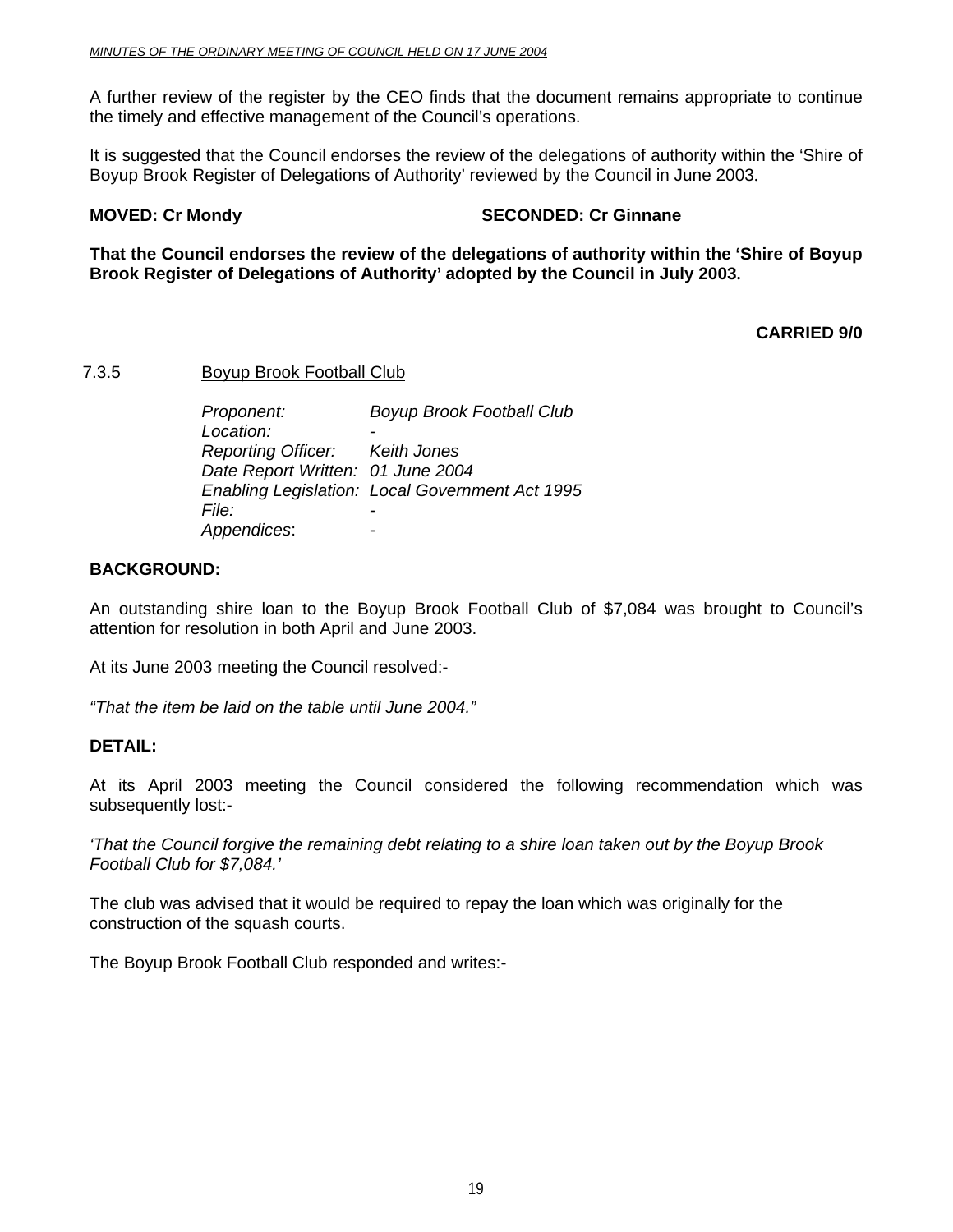A further review of the register by the CEO finds that the document remains appropriate to continue the timely and effective management of the Council's operations.

It is suggested that the Council endorses the review of the delegations of authority within the 'Shire of Boyup Brook Register of Delegations of Authority' reviewed by the Council in June 2003.

**MOVED: Cr Mondy** **SECONDED: Cr Ginnane**

**That the Council endorses the review of the delegations of authority within the 'Shire of Boyup Brook Register of Delegations of Authority' adopted by the Council in July 2003.**

**CARRIED 9/0**

### 7.3.5 Boyup Brook Football Club

*Proponent:* *Boyup Brook Football Club*
*Location:* -
*Reporting Officer:* *Keith Jones*
*Date Report Written:* *01 June 2004*
*Enabling Legislation:* *Local Government Act 1995*
*File:* -
*Appendices*: -

**BACKGROUND:**

An outstanding shire loan to the Boyup Brook Football Club of $7,084 was brought to Council's attention for resolution in both April and June 2003.

At its June 2003 meeting the Council resolved:-

*"That the item be laid on the table until June 2004."*

**DETAIL:**

At its April 2003 meeting the Council considered the following recommendation which was subsequently lost:-

*'That the Council forgive the remaining debt relating to a shire loan taken out by the Boyup Brook Football Club for $7,084.'*

The club was advised that it would be required to repay the loan which was originally for the construction of the squash courts.

The Boyup Brook Football Club responded and writes:-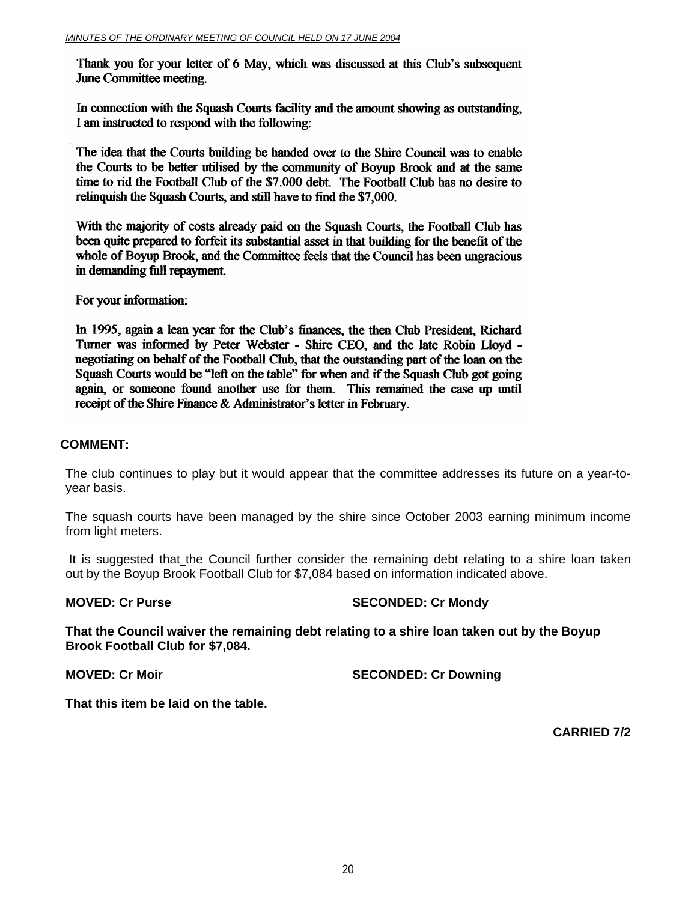Thank you for your letter of 6 May, which was discussed at this Club's subsequent June Committee meeting.

In connection with the Squash Courts facility and the amount showing as outstanding, I am instructed to respond with the following:

The idea that the Courts building be handed over to the Shire Council was to enable the Courts to be better utilised by the community of Boyup Brook and at the same time to rid the Football Club of the $7.000 debt. The Football Club has no desire to relinquish the Squash Courts, and still have to find the $7,000.

With the majority of costs already paid on the Squash Courts, the Football Club has been quite prepared to forfeit its substantial asset in that building for the benefit of the whole of Boyup Brook, and the Committee feels that the Council has been ungracious in demanding full repayment.

For your information:

In 1995, again a lean year for the Club's finances, the then Club President, Richard Turner was informed by Peter Webster - Shire CEO, and the late Robin Lloyd - negotiating on behalf of the Football Club, that the outstanding part of the loan on the Squash Courts would be "left on the table" for when and if the Squash Club got going again, or someone found another use for them. This remained the case up until receipt of the Shire Finance & Administrator's letter in February.

**COMMENT:**

The club continues to play but it would appear that the committee addresses its future on a year-to-year basis.

The squash courts have been managed by the shire since October 2003 earning minimum income from light meters.

It is suggested that the Council further consider the remaining debt relating to a shire loan taken out by the Boyup Brook Football Club for $7,084 based on information indicated above.

**MOVED: Cr Purse** **SECONDED: Cr Mondy**

**That the Council waiver the remaining debt relating to a shire loan taken out by the Boyup Brook Football Club for $7,084.**

**MOVED: Cr Moir** **SECONDED: Cr Downing**

**That this item be laid on the table.**

**CARRIED 7/2**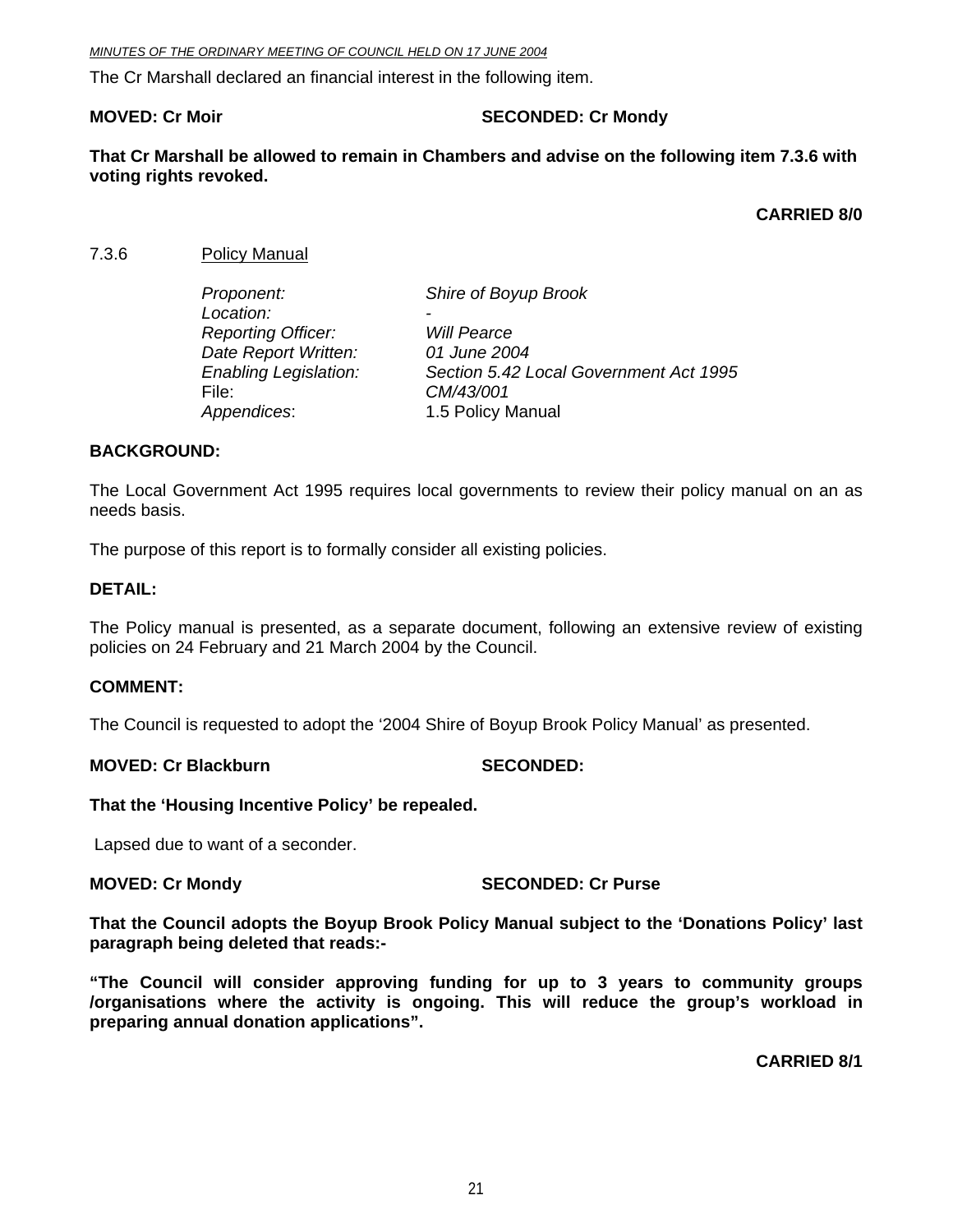The Cr Marshall declared an financial interest in the following item.

**MOVED: Cr Moir SECONDED: Cr Mondy**

**That Cr Marshall be allowed to remain in Chambers and advise on the following item 7.3.6 with voting rights revoked.**

**CARRIED 8/0**

7.3.6 Policy Manual

| | |
|---|---|
| *Proponent:* | *Shire of Boyup Brook* |
| *Location:* | - |
| *Reporting Officer:* | *Will Pearce* |
| *Date Report Written:* | *01 June 2004* |
| *Enabling Legislation:* | *Section 5.42 Local Government Act 1995* |
| File: | *CM/43/001* |
| *Appendices*: | 1.5 Policy Manual |

**BACKGROUND:**

The Local Government Act 1995 requires local governments to review their policy manual on an as needs basis.

The purpose of this report is to formally consider all existing policies.

**DETAIL:**

The Policy manual is presented, as a separate document, following an extensive review of existing policies on 24 February and 21 March 2004 by the Council.

**COMMENT:**

The Council is requested to adopt the '2004 Shire of Boyup Brook Policy Manual' as presented.

**MOVED: Cr Blackburn SECONDED:**

**That the 'Housing Incentive Policy' be repealed.**

Lapsed due to want of a seconder.

**MOVED: Cr Mondy SECONDED: Cr Purse**

**That the Council adopts the Boyup Brook Policy Manual subject to the 'Donations Policy' last paragraph being deleted that reads:-**

**"The Council will consider approving funding for up to 3 years to community groups /organisations where the activity is ongoing. This will reduce the group's workload in preparing annual donation applications".**

**CARRIED 8/1**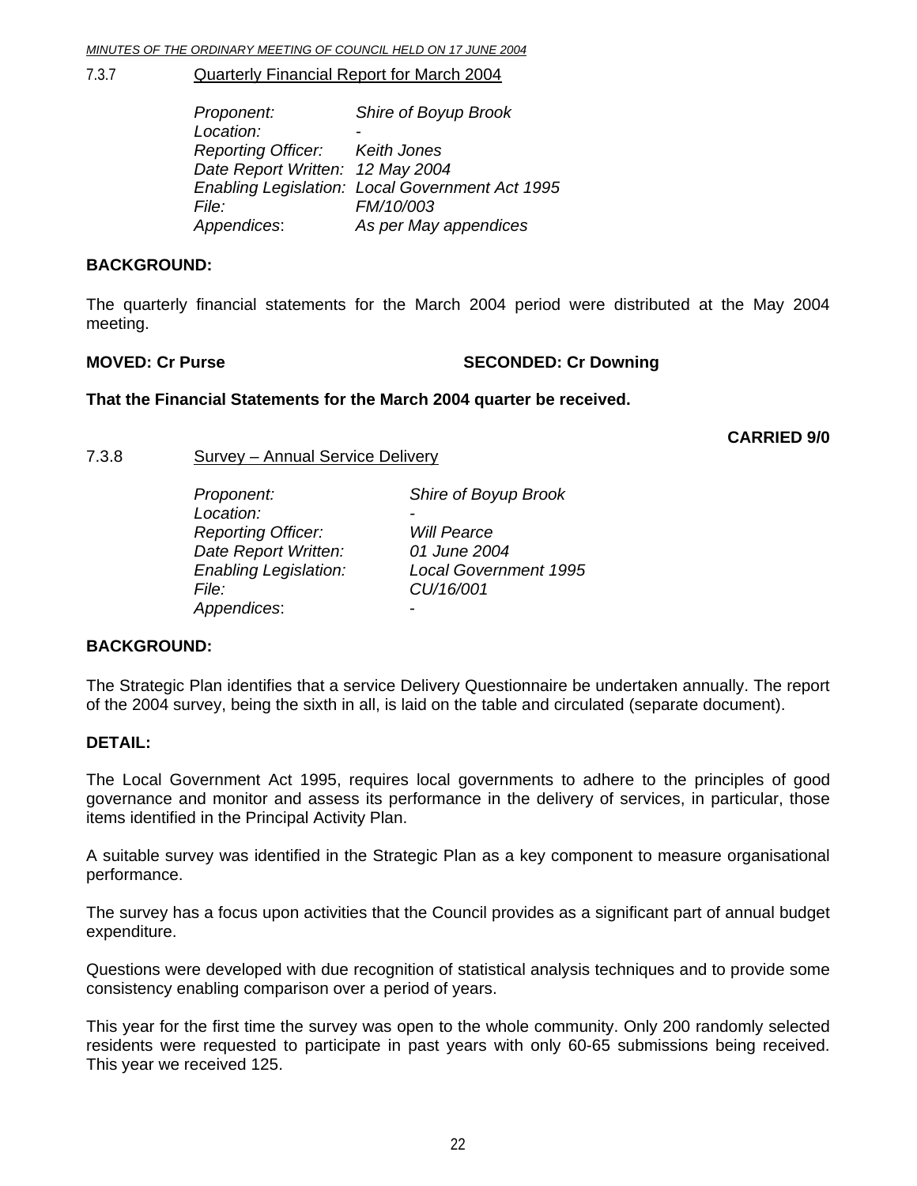### 7.3.7 Quarterly Financial Report for March 2004

*Proponent:* *Shire of Boyup Brook*
*Location:* -
*Reporting Officer:* *Keith Jones*
*Date Report Written:* *12 May 2004*
*Enabling Legislation:* *Local Government Act 1995*
*File:* *FM/10/003*
*Appendices:* *As per May appendices*

**BACKGROUND:**

The quarterly financial statements for the March 2004 period were distributed at the May 2004 meeting.

**MOVED: Cr Purse** **SECONDED: Cr Downing**

**That the Financial Statements for the March 2004 quarter be received.**

**CARRIED 9/0**

### 7.3.8 Survey – Annual Service Delivery

*Proponent:* *Shire of Boyup Brook*
*Location:* -
*Reporting Officer:* *Will Pearce*
*Date Report Written:* *01 June 2004*
*Enabling Legislation:* *Local Government 1995*
*File:* *CU/16/001*
*Appendices:* -

**BACKGROUND:**

The Strategic Plan identifies that a service Delivery Questionnaire be undertaken annually. The report of the 2004 survey, being the sixth in all, is laid on the table and circulated (separate document).

**DETAIL:**

The Local Government Act 1995, requires local governments to adhere to the principles of good governance and monitor and assess its performance in the delivery of services, in particular, those items identified in the Principal Activity Plan.

A suitable survey was identified in the Strategic Plan as a key component to measure organisational performance.

The survey has a focus upon activities that the Council provides as a significant part of annual budget expenditure.

Questions were developed with due recognition of statistical analysis techniques and to provide some consistency enabling comparison over a period of years.

This year for the first time the survey was open to the whole community. Only 200 randomly selected residents were requested to participate in past years with only 60-65 submissions being received. This year we received 125.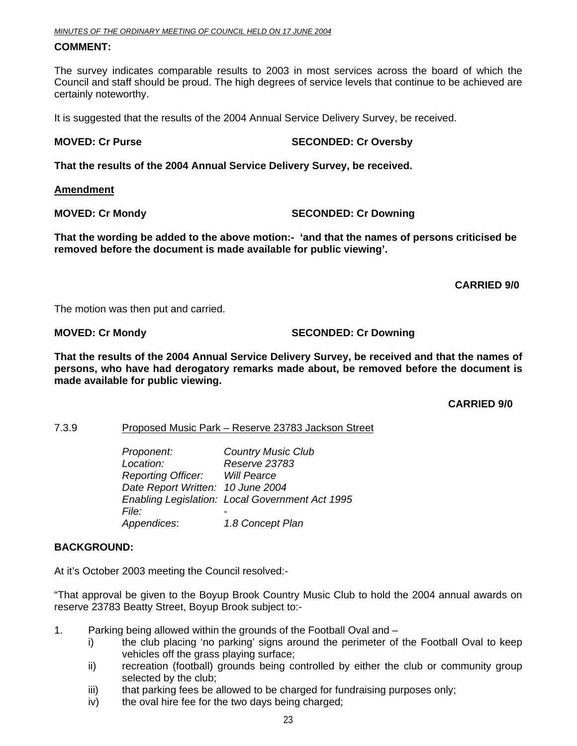**COMMENT:**

The survey indicates comparable results to 2003 in most services across the board of which the Council and staff should be proud. The high degrees of service levels that continue to be achieved are certainly noteworthy.

It is suggested that the results of the 2004 Annual Service Delivery Survey, be received.

**MOVED: Cr Purse** **SECONDED: Cr Oversby**

**That the results of the 2004 Annual Service Delivery Survey, be received.**

**Amendment**

**MOVED: Cr Mondy** **SECONDED: Cr Downing**

**That the wording be added to the above motion:- 'and that the names of persons criticised be removed before the document is made available for public viewing'.**

**CARRIED 9/0**

The motion was then put and carried.

**MOVED: Cr Mondy** **SECONDED: Cr Downing**

**That the results of the 2004 Annual Service Delivery Survey, be received and that the names of persons, who have had derogatory remarks made about, be removed before the document is made available for public viewing.**

**CARRIED 9/0**

7.3.9 Proposed Music Park – Reserve 23783 Jackson Street

*Proponent:* *Country Music Club*
*Location:* *Reserve 23783*
*Reporting Officer:* *Will Pearce*
*Date Report Written:* *10 June 2004*
*Enabling Legislation:* *Local Government Act 1995*
*File:* -
*Appendices*: *1.8 Concept Plan*

**BACKGROUND:**

At it's October 2003 meeting the Council resolved:-

"That approval be given to the Boyup Brook Country Music Club to hold the 2004 annual awards on reserve 23783 Beatty Street, Boyup Brook subject to:-

1. Parking being allowed within the grounds of the Football Oval and –
   i) the club placing 'no parking' signs around the perimeter of the Football Oval to keep vehicles off the grass playing surface;
   ii) recreation (football) grounds being controlled by either the club or community group selected by the club;
   iii) that parking fees be allowed to be charged for fundraising purposes only;
   iv) the oval hire fee for the two days being charged;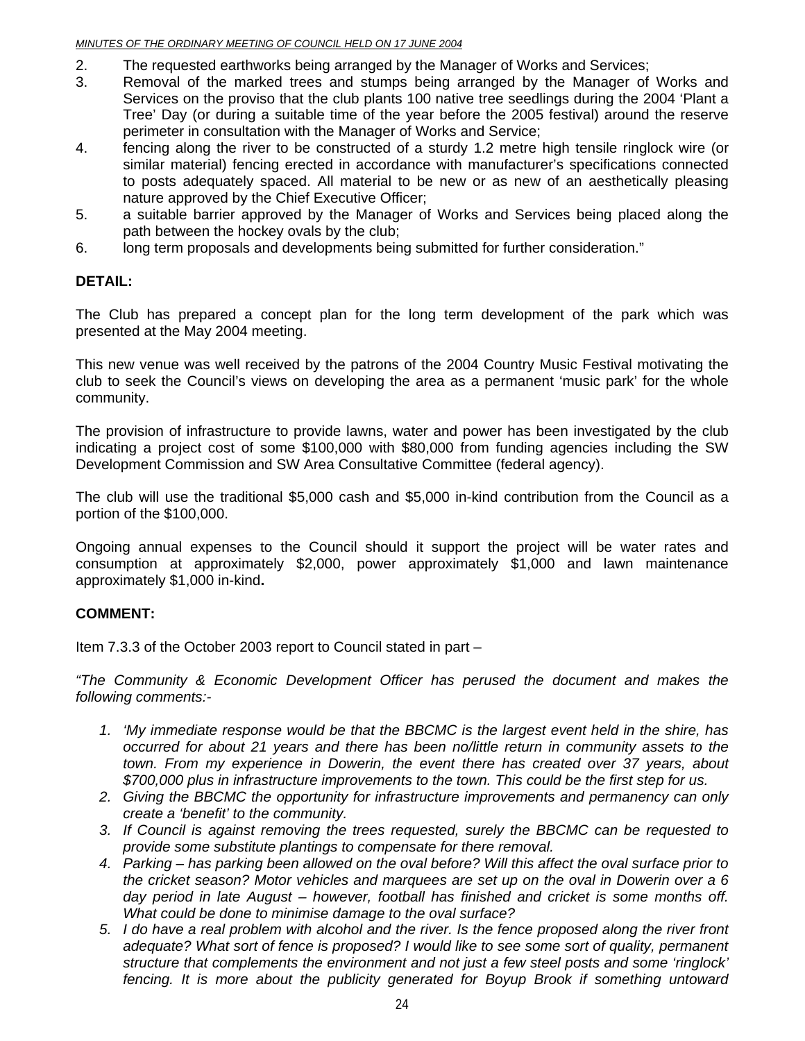2. The requested earthworks being arranged by the Manager of Works and Services;
3. Removal of the marked trees and stumps being arranged by the Manager of Works and Services on the proviso that the club plants 100 native tree seedlings during the 2004 'Plant a Tree' Day (or during a suitable time of the year before the 2005 festival) around the reserve perimeter in consultation with the Manager of Works and Service;
4. fencing along the river to be constructed of a sturdy 1.2 metre high tensile ringlock wire (or similar material) fencing erected in accordance with manufacturer's specifications connected to posts adequately spaced. All material to be new or as new of an aesthetically pleasing nature approved by the Chief Executive Officer;
5. a suitable barrier approved by the Manager of Works and Services being placed along the path between the hockey ovals by the club;
6. long term proposals and developments being submitted for further consideration."

**DETAIL:**

The Club has prepared a concept plan for the long term development of the park which was presented at the May 2004 meeting.

This new venue was well received by the patrons of the 2004 Country Music Festival motivating the club to seek the Council's views on developing the area as a permanent 'music park' for the whole community.

The provision of infrastructure to provide lawns, water and power has been investigated by the club indicating a project cost of some $100,000 with $80,000 from funding agencies including the SW Development Commission and SW Area Consultative Committee (federal agency).

The club will use the traditional $5,000 cash and $5,000 in-kind contribution from the Council as a portion of the $100,000.

Ongoing annual expenses to the Council should it support the project will be water rates and consumption at approximately $2,000, power approximately $1,000 and lawn maintenance approximately $1,000 in-kind**.**

**COMMENT:**

Item 7.3.3 of the October 2003 report to Council stated in part –

*"The Community & Economic Development Officer has perused the document and makes the following comments:-*

1. *'My immediate response would be that the BBCMC is the largest event held in the shire, has occurred for about 21 years and there has been no/little return in community assets to the town. From my experience in Dowerin, the event there has created over 37 years, about $700,000 plus in infrastructure improvements to the town. This could be the first step for us.*
2. *Giving the BBCMC the opportunity for infrastructure improvements and permanency can only create a 'benefit' to the community.*
3. *If Council is against removing the trees requested, surely the BBCMC can be requested to provide some substitute plantings to compensate for there removal.*
4. *Parking – has parking been allowed on the oval before? Will this affect the oval surface prior to the cricket season? Motor vehicles and marquees are set up on the oval in Dowerin over a 6 day period in late August – however, football has finished and cricket is some months off. What could be done to minimise damage to the oval surface?*
5. *I do have a real problem with alcohol and the river. Is the fence proposed along the river front adequate? What sort of fence is proposed? I would like to see some sort of quality, permanent structure that complements the environment and not just a few steel posts and some 'ringlock' fencing. It is more about the publicity generated for Boyup Brook if something untoward*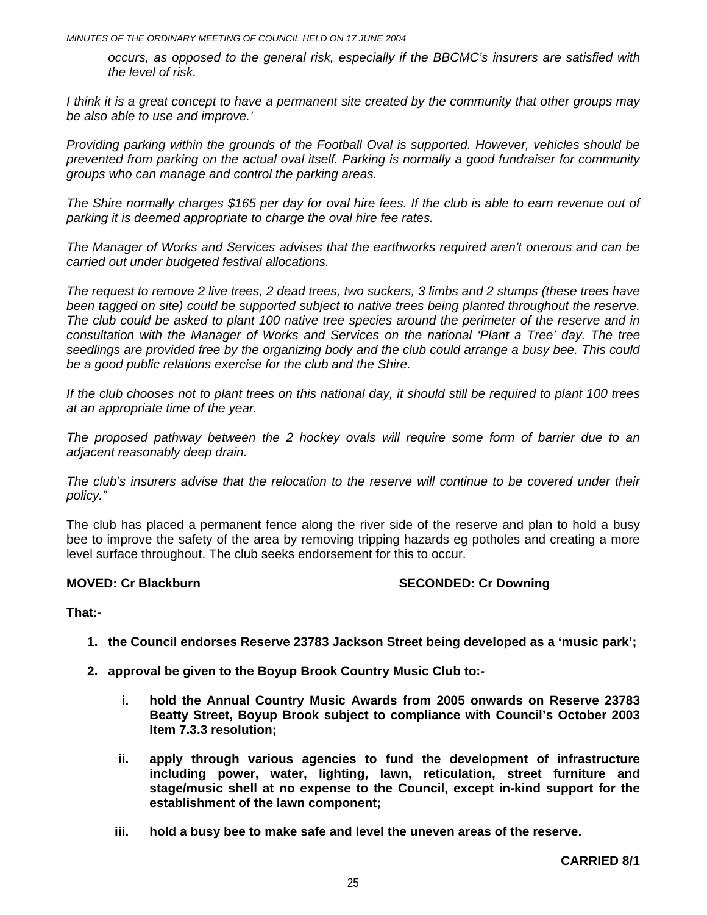*occurs, as opposed to the general risk, especially if the BBCMC's insurers are satisfied with the level of risk.*

*I think it is a great concept to have a permanent site created by the community that other groups may be also able to use and improve.'*

*Providing parking within the grounds of the Football Oval is supported. However, vehicles should be prevented from parking on the actual oval itself. Parking is normally a good fundraiser for community groups who can manage and control the parking areas.*

*The Shire normally charges $165 per day for oval hire fees. If the club is able to earn revenue out of parking it is deemed appropriate to charge the oval hire fee rates.*

*The Manager of Works and Services advises that the earthworks required aren't onerous and can be carried out under budgeted festival allocations.*

*The request to remove 2 live trees, 2 dead trees, two suckers, 3 limbs and 2 stumps (these trees have been tagged on site) could be supported subject to native trees being planted throughout the reserve. The club could be asked to plant 100 native tree species around the perimeter of the reserve and in consultation with the Manager of Works and Services on the national 'Plant a Tree' day. The tree seedlings are provided free by the organizing body and the club could arrange a busy bee. This could be a good public relations exercise for the club and the Shire.*

*If the club chooses not to plant trees on this national day, it should still be required to plant 100 trees at an appropriate time of the year.*

*The proposed pathway between the 2 hockey ovals will require some form of barrier due to an adjacent reasonably deep drain.*

*The club's insurers advise that the relocation to the reserve will continue to be covered under their policy."*

The club has placed a permanent fence along the river side of the reserve and plan to hold a busy bee to improve the safety of the area by removing tripping hazards eg potholes and creating a more level surface throughout. The club seeks endorsement for this to occur.

**MOVED: Cr Blackburn** **SECONDED: Cr Downing**

**That:-**

1. **the Council endorses Reserve 23783 Jackson Street being developed as a 'music park';**
2. **approval be given to the Boyup Brook Country Music Club to:-**
   - i. **hold the Annual Country Music Awards from 2005 onwards on Reserve 23783 Beatty Street, Boyup Brook subject to compliance with Council's October 2003 Item 7.3.3 resolution;**
   - ii. **apply through various agencies to fund the development of infrastructure including power, water, lighting, lawn, reticulation, street furniture and stage/music shell at no expense to the Council, except in-kind support for the establishment of the lawn component;**
   - iii. **hold a busy bee to make safe and level the uneven areas of the reserve.**

**CARRIED 8/1**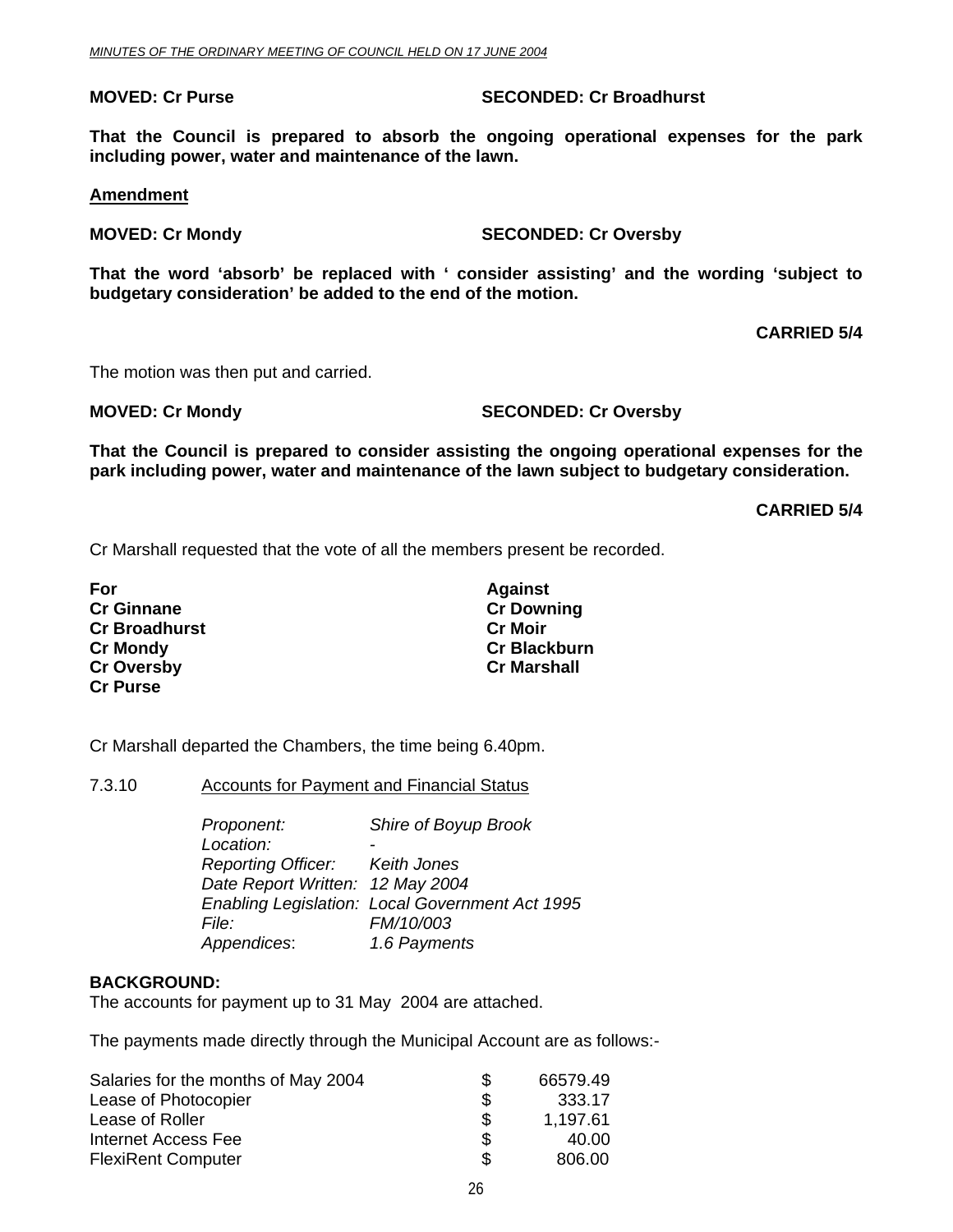**MOVED: Cr Purse** **SECONDED: Cr Broadhurst**

**That the Council is prepared to absorb the ongoing operational expenses for the park including power, water and maintenance of the lawn.**

**<u>Amendment</u>**

**MOVED: Cr Mondy** **SECONDED: Cr Oversby**

**That the word 'absorb' be replaced with ' consider assisting' and the wording 'subject to budgetary consideration' be added to the end of the motion.**

**CARRIED 5/4**

The motion was then put and carried.

**MOVED: Cr Mondy** **SECONDED: Cr Oversby**

**That the Council is prepared to consider assisting the ongoing operational expenses for the park including power, water and maintenance of the lawn subject to budgetary consideration.**

**CARRIED 5/4**

Cr Marshall requested that the vote of all the members present be recorded.

| For | Against |
|---|---|
| Cr Ginnane | Cr Downing |
| Cr Broadhurst | Cr Moir |
| Cr Mondy | Cr Blackburn |
| Cr Oversby | Cr Marshall |
| Cr Purse | |

Cr Marshall departed the Chambers, the time being 6.40pm.

7.3.10 <u>Accounts for Payment and Financial Status</u>

*Proponent:* *Shire of Boyup Brook*
*Location:* -
*Reporting Officer:* *Keith Jones*
*Date Report Written:* *12 May 2004*
*Enabling Legislation:* *Local Government Act 1995*
*File:* *FM/10/003*
*Appendices*: *1.6 Payments*

**BACKGROUND:**
The accounts for payment up to 31 May 2004 are attached.

The payments made directly through the Municipal Account are as follows:-

| | | |
|---|---|---|
| Salaries for the months of May 2004 | $ | 66579.49 |
| Lease of Photocopier | $ | 333.17 |
| Lease of Roller | $ | 1,197.61 |
| Internet Access Fee | $ | 40.00 |
| FlexiRent Computer | $ | 806.00 |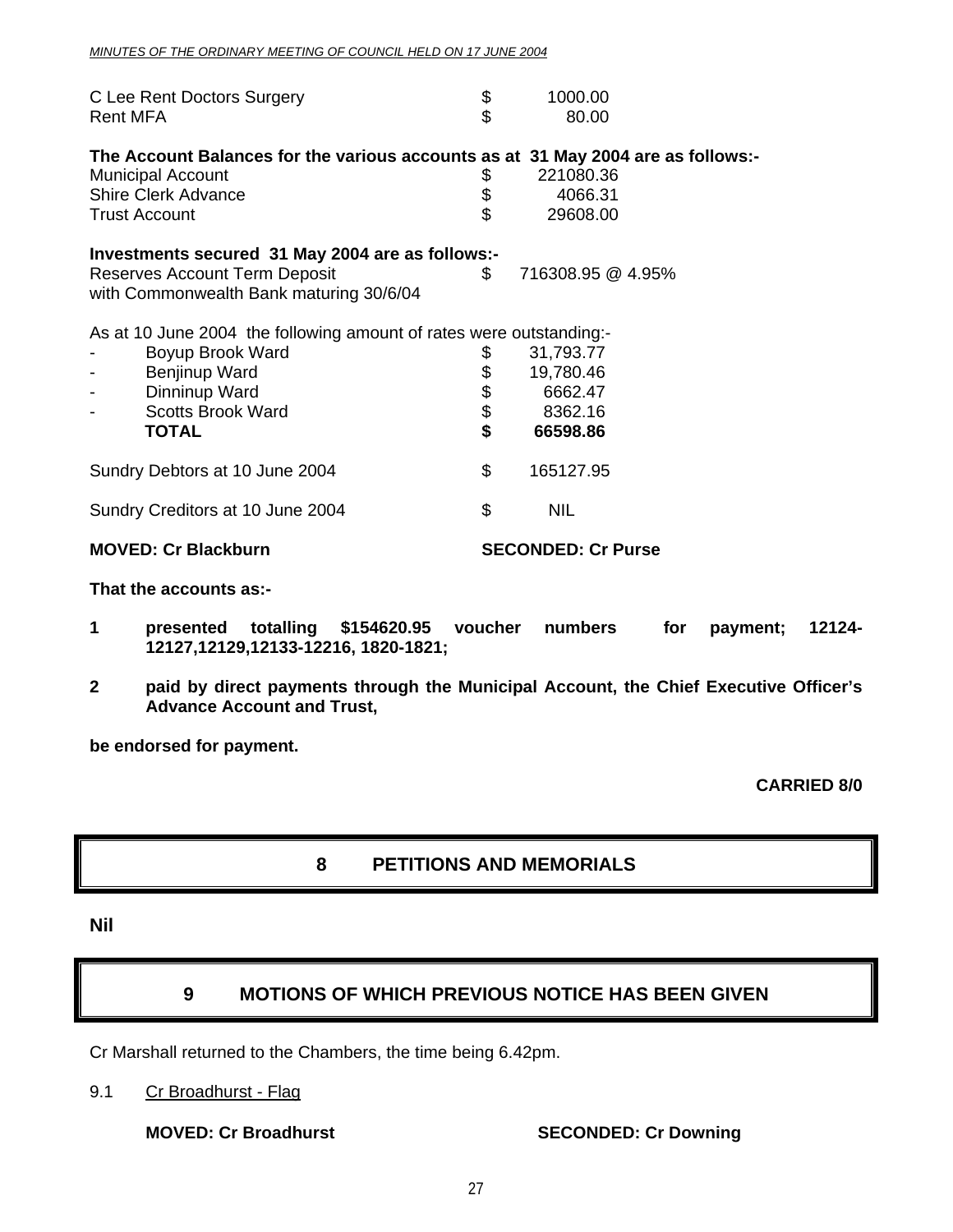| | | |
|---|---|---|
| C Lee Rent Doctors Surgery | $ | 1000.00 |
| Rent MFA | $ | 80.00 |

**The Account Balances for the various accounts as at 31 May 2004 are as follows:-**

| | | |
|---|---|---|
| Municipal Account | $ | 221080.36 |
| Shire Clerk Advance | $ | 4066.31 |
| Trust Account | $ | 29608.00 |

**Investments secured 31 May 2004 are as follows:-**

Reserves Account Term Deposit with Commonwealth Bank maturing 30/6/04 — $ 716308.95 @ 4.95%

As at 10 June 2004 the following amount of rates were outstanding:-

| | | |
|---|---|---|
| - Boyup Brook Ward | $ | 31,793.77 |
| - Benjinup Ward | $ | 19,780.46 |
| - Dinninup Ward | $ | 6662.47 |
| - Scotts Brook Ward | $ | 8362.16 |
| **TOTAL** | **$** | **66598.86** |

| | | |
|---|---|---|
| Sundry Debtors at 10 June 2004 | $ | 165127.95 |
| Sundry Creditors at 10 June 2004 | $ | NIL |

**MOVED: Cr Blackburn** **SECONDED: Cr Purse**

**That the accounts as:-**

**1 presented totalling $154620.95 voucher numbers for payment; 12124-12127,12129,12133-12216, 1820-1821;**

**2 paid by direct payments through the Municipal Account, the Chief Executive Officer's Advance Account and Trust,**

**be endorsed for payment.**

**CARRIED 8/0**

## 8 PETITIONS AND MEMORIALS

**Nil**

## 9 MOTIONS OF WHICH PREVIOUS NOTICE HAS BEEN GIVEN

Cr Marshall returned to the Chambers, the time being 6.42pm.

9.1 Cr Broadhurst - Flag

**MOVED: Cr Broadhurst** **SECONDED: Cr Downing**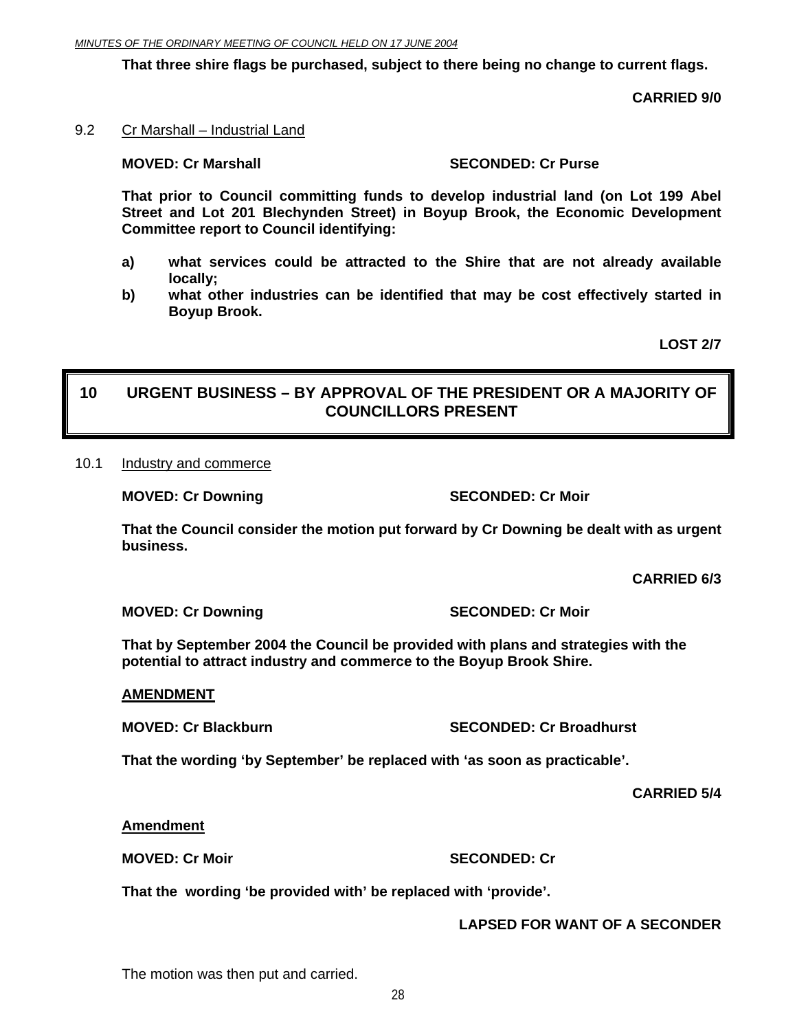**That three shire flags be purchased, subject to there being no change to current flags.**

**CARRIED 9/0**

9.2 Cr Marshall – Industrial Land

**MOVED: Cr Marshall SECONDED: Cr Purse**

**That prior to Council committing funds to develop industrial land (on Lot 199 Abel Street and Lot 201 Blechynden Street) in Boyup Brook, the Economic Development Committee report to Council identifying:**

**a) what services could be attracted to the Shire that are not already available locally;**
**b) what other industries can be identified that may be cost effectively started in Boyup Brook.**

**LOST 2/7**

## 10 URGENT BUSINESS – BY APPROVAL OF THE PRESIDENT OR A MAJORITY OF COUNCILLORS PRESENT

10.1 Industry and commerce

**MOVED: Cr Downing SECONDED: Cr Moir**

**That the Council consider the motion put forward by Cr Downing be dealt with as urgent business.**

**CARRIED 6/3**

**MOVED: Cr Downing SECONDED: Cr Moir**

**That by September 2004 the Council be provided with plans and strategies with the potential to attract industry and commerce to the Boyup Brook Shire.**

**AMENDMENT**

**MOVED: Cr Blackburn SECONDED: Cr Broadhurst**

**That the wording 'by September' be replaced with 'as soon as practicable'.**

**CARRIED 5/4**

**Amendment**

**MOVED: Cr Moir SECONDED: Cr**

**That the wording 'be provided with' be replaced with 'provide'.**

**LAPSED FOR WANT OF A SECONDER**

The motion was then put and carried.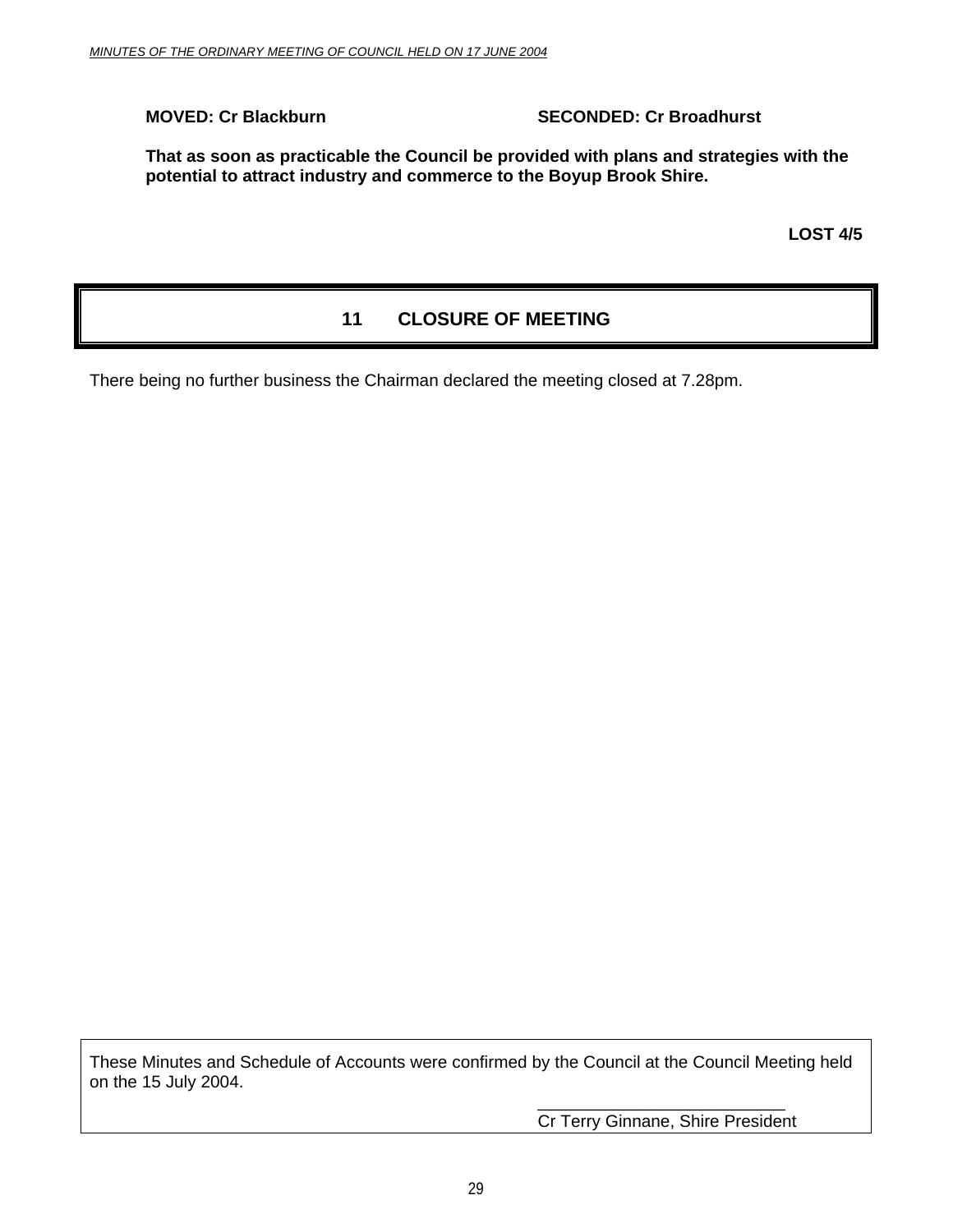**MOVED: Cr Blackburn** **SECONDED: Cr Broadhurst**

**That as soon as practicable the Council be provided with plans and strategies with the potential to attract industry and commerce to the Boyup Brook Shire.**

**LOST 4/5**

## 11 CLOSURE OF MEETING

There being no further business the Chairman declared the meeting closed at 7.28pm.

These Minutes and Schedule of Accounts were confirmed by the Council at the Council Meeting held on the 15 July 2004.

\_\_\_\_\_\_\_\_\_\_\_\_\_\_\_\_\_\_\_\_\_\_\_\_\_\_\_\_

Cr Terry Ginnane, Shire President